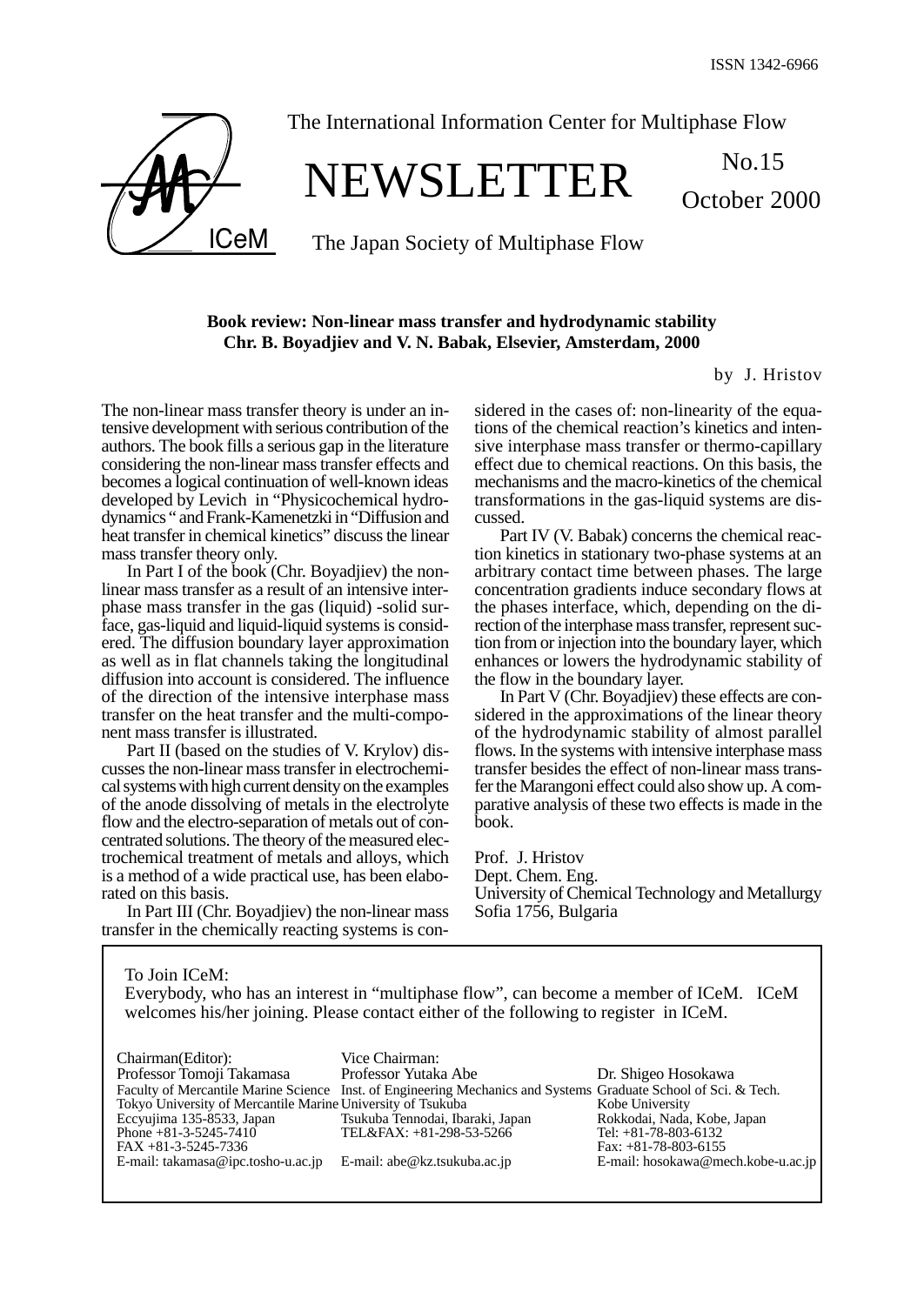ISSN 1342-6966

The International Information Center for Multiphase Flow

# NEWSLETTER

No.15

October 2000

The Japan Society of Multiphase Flow

**Book review: Non-linear mass transfer and hydrodynamic stability**
**Chr. B. Boyadjiev and V. N. Babak, Elsevier, Amsterdam, 2000**

by J. Hristov

The non-linear mass transfer theory is under an intensive development with serious contribution of the authors. The book fills a serious gap in the literature considering the non-linear mass transfer effects and becomes a logical continuation of well-known ideas developed by Levich in "Physicochemical hydrodynamics " and Frank-Kamenetzki in "Diffusion and heat transfer in chemical kinetics" discuss the linear mass transfer theory only.

In Part I of the book (Chr. Boyadjiev) the non-linear mass transfer as a result of an intensive interphase mass transfer in the gas (liquid) -solid surface, gas-liquid and liquid-liquid systems is considered. The diffusion boundary layer approximation as well as in flat channels taking the longitudinal diffusion into account is considered. The influence of the direction of the intensive interphase mass transfer on the heat transfer and the multi-component mass transfer is illustrated.

Part II (based on the studies of V. Krylov) discusses the non-linear mass transfer in electrochemical systems with high current density on the examples of the anode dissolving of metals in the electrolyte flow and the electro-separation of metals out of concentrated solutions. The theory of the measured electrochemical treatment of metals and alloys, which is a method of a wide practical use, has been elaborated on this basis.

In Part III (Chr. Boyadjiev) the non-linear mass transfer in the chemically reacting systems is considered in the cases of: non-linearity of the equations of the chemical reaction's kinetics and intensive interphase mass transfer or thermo-capillary effect due to chemical reactions. On this basis, the mechanisms and the macro-kinetics of the chemical transformations in the gas-liquid systems are discussed.

Part IV (V. Babak) concerns the chemical reaction kinetics in stationary two-phase systems at an arbitrary contact time between phases. The large concentration gradients induce secondary flows at the phases interface, which, depending on the direction of the interphase mass transfer, represent suction from or injection into the boundary layer, which enhances or lowers the hydrodynamic stability of the flow in the boundary layer.

In Part V (Chr. Boyadjiev) these effects are considered in the approximations of the linear theory of the hydrodynamic stability of almost parallel flows. In the systems with intensive interphase mass transfer besides the effect of non-linear mass transfer the Marangoni effect could also show up. A comparative analysis of these two effects is made in the book.

Prof. J. Hristov
Dept. Chem. Eng.
University of Chemical Technology and Metallurgy
Sofia 1756, Bulgaria

---

To Join ICeM:
Everybody, who has an interest in "multiphase flow", can become a member of ICeM. ICeM welcomes his/her joining. Please contact either of the following to register in ICeM.

Chairman(Editor):
Professor Tomoji Takamasa
Faculty of Mercantile Marine Science
Tokyo University of Mercantile Marine
Eccyujima 135-8533, Japan
Phone +81-3-5245-7410
FAX +81-3-5245-7336
E-mail: takamasa@ipc.tosho-u.ac.jp

Vice Chairman:
Professor Yutaka Abe
Inst. of Engineering Mechanics and Systems
University of Tsukuba
Tsukuba Tennodai, Ibaraki, Japan
TEL&FAX: +81-298-53-5266
E-mail: abe@kz.tsukuba.ac.jp

Dr. Shigeo Hosokawa
Graduate School of Sci. & Tech.
Kobe University
Rokkodai, Nada, Kobe, Japan
Tel: +81-78-803-6132
Fax: +81-78-803-6155
E-mail: hosokawa@mech.kobe-u.ac.jp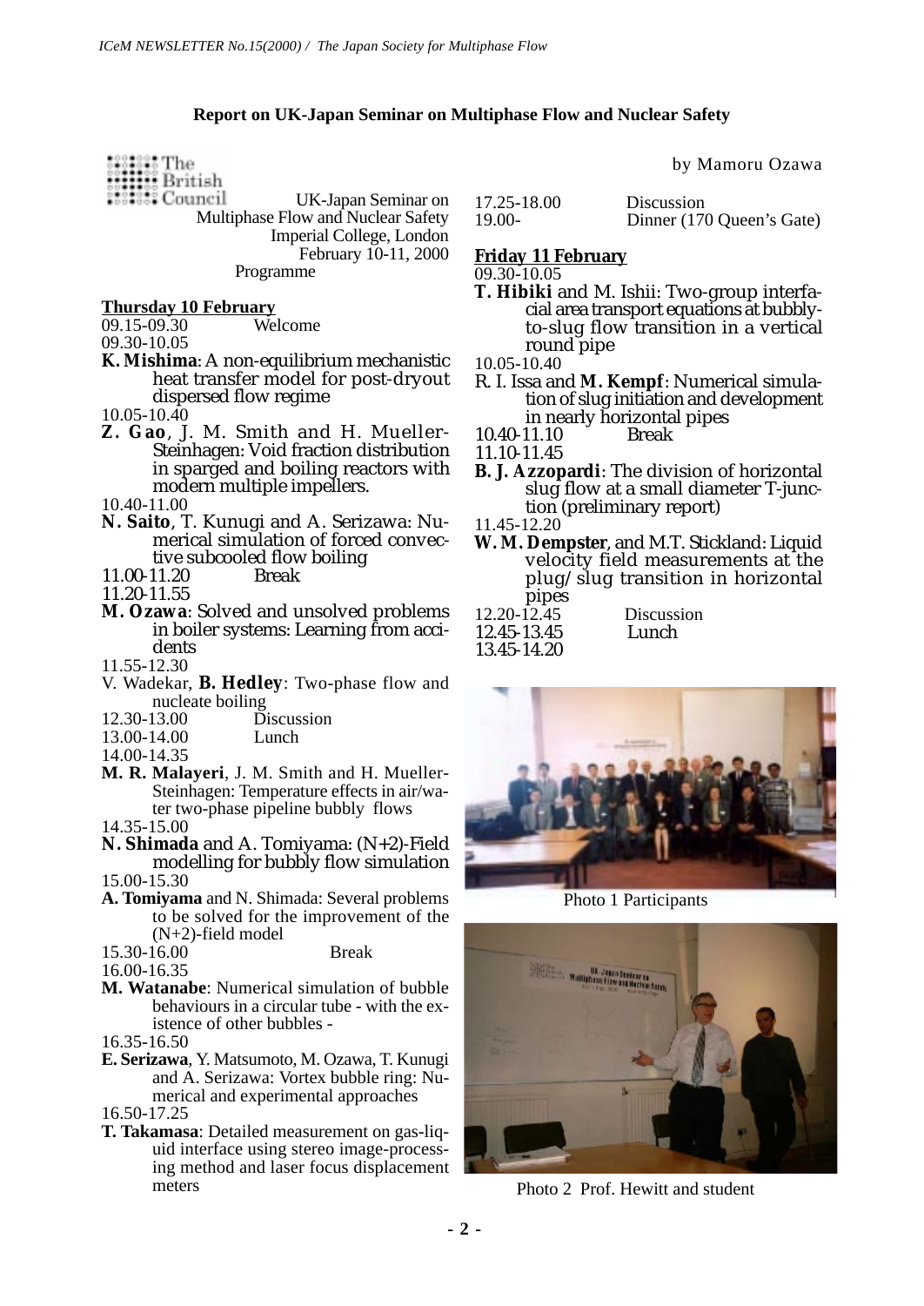## Report on UK-Japan Seminar on Multiphase Flow and Nuclear Safety

by Mamoru Ozawa

The British Council

UK-Japan Seminar on Multiphase Flow and Nuclear Safety
Imperial College, London
February 10-11, 2000
Programme

**Thursday 10 February**

09.15-09.30 Welcome

09.30-10.05
**K. Mishima**: A non-equilibrium mechanistic heat transfer model for post-dryout dispersed flow regime

10.05-10.40
**Z. Gao**, J. M. Smith and H. Mueller-Steinhagen: Void fraction distribution in sparged and boiling reactors with modern multiple impellers.

10.40-11.00
**N. Saito**, T. Kunugi and A. Serizawa: Numerical simulation of forced convective subcooled flow boiling

11.00-11.20 Break

11.20-11.55
**M. Ozawa**: Solved and unsolved problems in boiler systems: Learning from accidents

11.55-12.30
V. Wadekar, **B. Hedley**: Two-phase flow and nucleate boiling

12.30-13.00 Discussion

13.00-14.00 Lunch

14.00-14.35
**M. R. Malayeri**, J. M. Smith and H. Mueller-Steinhagen: Temperature effects in air/water two-phase pipeline bubbly flows

14.35-15.00
**N. Shimada** and A. Tomiyama: (N+2)-Field modelling for bubbly flow simulation

15.00-15.30
**A. Tomiyama** and N. Shimada: Several problems to be solved for the improvement of the (N+2)-field model

15.30-16.00 Break

16.00-16.35
**M. Watanabe**: Numerical simulation of bubble behaviours in a circular tube - with the existence of other bubbles -

16.35-16.50
**E. Serizawa**, Y. Matsumoto, M. Ozawa, T. Kunugi and A. Serizawa: Vortex bubble ring: Numerical and experimental approaches

16.50-17.25
**T. Takamasa**: Detailed measurement on gas-liquid interface using stereo image-processing method and laser focus displacement meters

17.25-18.00 Discussion

19.00- Dinner (170 Queen's Gate)

**Friday 11 February**

09.30-10.05
**T. Hibiki** and M. Ishii: Two-group interfacial area transport equations at bubbly-to-slug flow transition in a vertical round pipe

10.05-10.40
R. I. Issa and **M. Kempf**: Numerical simulation of slug initiation and development in nearly horizontal pipes

10.40-11.10 Break

11.10-11.45
**B. J. Azzopardi**: The division of horizontal slug flow at a small diameter T-junction (preliminary report)

11.45-12.20
**W. M. Dempster**, and M.T. Stickland: Liquid velocity field measurements at the plug/slug transition in horizontal pipes

12.20-12.45 Discussion

12.45-13.45 Lunch

13.45-14.20

Photo 1 Participants

Photo 2 Prof. Hewitt and student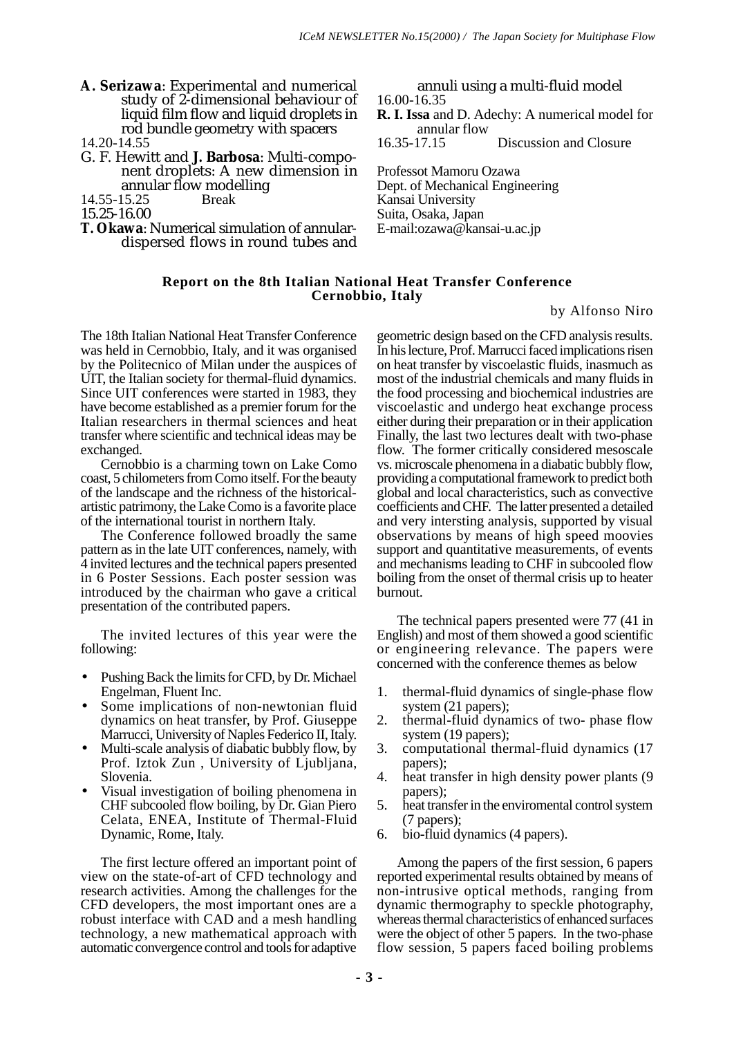**A. Serizawa**: Experimental and numerical study of 2-dimensional behaviour of liquid film flow and liquid droplets in rod bundle geometry with spacers

14.20-14.55

G. F. Hewitt and **J. Barbosa**: Multi-component droplets: A new dimension in annular flow modelling

14.55-15.25 Break

15.25-16.00

**T. Okawa**: Numerical simulation of annular-dispersed flows in round tubes and annuli using a multi-fluid model

16.00-16.35

**R. I. Issa** and D. Adechy: A numerical model for annular flow

16.35-17.15 Discussion and Closure

Professot Mamoru Ozawa
Dept. of Mechanical Engineering
Kansai University
Suita, Osaka, Japan
E-mail:ozawa@kansai-u.ac.jp

## Report on the 8th Italian National Heat Transfer Conference Cernobbio, Italy

by Alfonso Niro

The 18th Italian National Heat Transfer Conference was held in Cernobbio, Italy, and it was organised by the Politecnico of Milan under the auspices of UIT, the Italian society for thermal-fluid dynamics. Since UIT conferences were started in 1983, they have become established as a premier forum for the Italian researchers in thermal sciences and heat transfer where scientific and technical ideas may be exchanged.

Cernobbio is a charming town on Lake Como coast, 5 chilometers from Como itself. For the beauty of the landscape and the richness of the historical-artistic patrimony, the Lake Como is a favorite place of the international tourist in northern Italy.

The Conference followed broadly the same pattern as in the late UIT conferences, namely, with 4 invited lectures and the technical papers presented in 6 Poster Sessions. Each poster session was introduced by the chairman who gave a critical presentation of the contributed papers.

The invited lectures of this year were the following:

- Pushing Back the limits for CFD, by Dr. Michael Engelman, Fluent Inc.
- Some implications of non-newtonian fluid dynamics on heat transfer, by Prof. Giuseppe Marrucci, University of Naples Federico II, Italy.
- Multi-scale analysis of diabatic bubbly flow, by Prof. Iztok Zun , University of Ljubljana, Slovenia.
- Visual investigation of boiling phenomena in CHF subcooled flow boiling, by Dr. Gian Piero Celata, ENEA, Institute of Thermal-Fluid Dynamic, Rome, Italy.

The first lecture offered an important point of view on the state-of-art of CFD technology and research activities. Among the challenges for the CFD developers, the most important ones are a robust interface with CAD and a mesh handling technology, a new mathematical approach with automatic convergence control and tools for adaptive geometric design based on the CFD analysis results. In his lecture, Prof. Marrucci faced implications risen on heat transfer by viscoelastic fluids, inasmuch as most of the industrial chemicals and many fluids in the food processing and biochemical industries are viscoelastic and undergo heat exchange process either during their preparation or in their application Finally, the last two lectures dealt with two-phase flow. The former critically considered mesoscale vs. microscale phenomena in a diabatic bubbly flow, providing a computational framework to predict both global and local characteristics, such as convective coefficients and CHF. The latter presented a detailed and very intersting analysis, supported by visual observations by means of high speed moovies support and quantitative measurements, of events and mechanisms leading to CHF in subcooled flow boiling from the onset of thermal crisis up to heater burnout.

The technical papers presented were 77 (41 in English) and most of them showed a good scientific or engineering relevance. The papers were concerned with the conference themes as below

1. thermal-fluid dynamics of single-phase flow system (21 papers);
2. thermal-fluid dynamics of two- phase flow system (19 papers);
3. computational thermal-fluid dynamics (17 papers);
4. heat transfer in high density power plants (9 papers);
5. heat transfer in the enviromental control system (7 papers);
6. bio-fluid dynamics (4 papers).

Among the papers of the first session, 6 papers reported experimental results obtained by means of non-intrusive optical methods, ranging from dynamic thermography to speckle photography, whereas thermal characteristics of enhanced surfaces were the object of other 5 papers. In the two-phase flow session, 5 papers faced boiling problems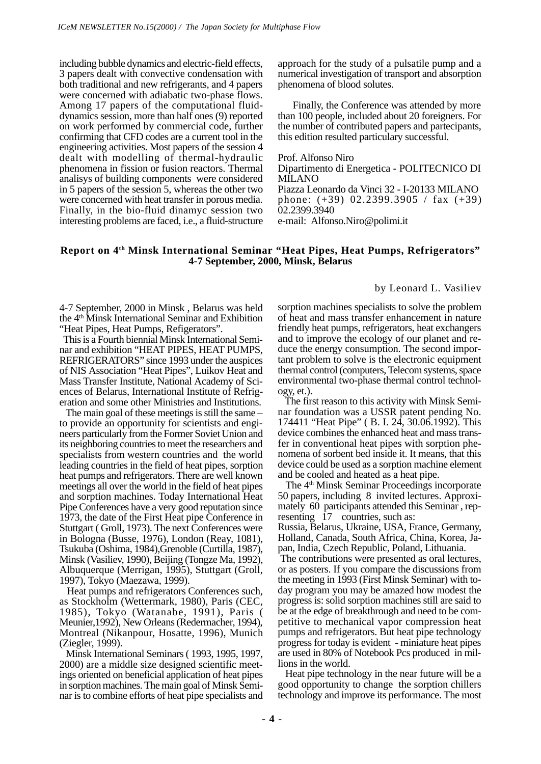including bubble dynamics and electric-field effects, 3 papers dealt with convective condensation with both traditional and new refrigerants, and 4 papers were concerned with adiabatic two-phase flows. Among 17 papers of the computational fluid-dynamics session, more than half ones (9) reported on work performed by commercial code, further confirming that CFD codes are a current tool in the engineering activities. Most papers of the session 4 dealt with modelling of thermal-hydraulic phenomena in fission or fusion reactors. Thermal analisys of building components were considered in 5 papers of the session 5, whereas the other two were concerned with heat transfer in porous media. Finally, in the bio-fluid dinamyc session two interesting problems are faced, i.e., a fluid-structure approach for the study of a pulsatile pump and a numerical investigation of transport and absorption phenomena of blood solutes.

Finally, the Conference was attended by more than 100 people, included about 20 foreigners. For the number of contributed papers and partecipants, this edition resulted particulary successful.

Prof. Alfonso Niro
Dipartimento di Energetica - POLITECNICO DI MILANO
Piazza Leonardo da Vinci 32 - I-20133 MILANO
phone: (+39) 02.2399.3905 / fax (+39) 02.2399.3940
e-mail: Alfonso.Niro@polimi.it

## Report on 4th Minsk International Seminar "Heat Pipes, Heat Pumps, Refrigerators" 4-7 September, 2000, Minsk, Belarus

by Leonard L. Vasiliev

4-7 September, 2000 in Minsk , Belarus was held the 4th Minsk International Seminar and Exhibition "Heat Pipes, Heat Pumps, Refigerators".

This is a Fourth biennial Minsk International Seminar and exhibition "HEAT PIPES, HEAT PUMPS, REFRIGERATORS" since 1993 under the auspices of NIS Association "Heat Pipes", Luikov Heat and Mass Transfer Institute, National Academy of Sciences of Belarus, International Institute of Refrigeration and some other Ministries and Institutions.

The main goal of these meetings is still the same – to provide an opportunity for scientists and engineers particularly from the Former Soviet Union and its neighboring countries to meet the researchers and specialists from western countries and the world leading countries in the field of heat pipes, sorption heat pumps and refrigerators. There are well known meetings all over the world in the field of heat pipes and sorption machines. Today International Heat Pipe Conferences have a very good reputation since 1973, the date of the First Heat pipe Conference in Stuttgart ( Groll, 1973). The next Conferences were in Bologna (Busse, 1976), London (Reay, 1081), Tsukuba (Oshima, 1984),Grenoble (Curtilla, 1987), Minsk (Vasiliev, 1990), Beijing (Tongze Ma, 1992), Albuquerque (Merrigan, 1995), Stuttgart (Groll, 1997), Tokyo (Maezawa, 1999).

Heat pumps and refrigerators Conferences such, as Stockholm (Wettermark, 1980), Paris (CEC, 1985), Tokyo (Watanabe, 1991), Paris ( Meunier,1992), New Orleans (Redermacher, 1994), Montreal (Nikanpour, Hosatte, 1996), Munich (Ziegler, 1999).

Minsk International Seminars ( 1993, 1995, 1997, 2000) are a middle size designed scientific meetings oriented on beneficial application of heat pipes in sorption machines. The main goal of Minsk Seminar is to combine efforts of heat pipe specialists and sorption machines specialists to solve the problem of heat and mass transfer enhancement in nature friendly heat pumps, refrigerators, heat exchangers and to improve the ecology of our planet and reduce the energy consumption. The second important problem to solve is the electronic equipment thermal control (computers, Telecom systems, space environmental two-phase thermal control technology, et.).

The first reason to this activity with Minsk Seminar foundation was a USSR patent pending No. 174411 "Heat Pipe" ( B. I. 24, 30.06.1992). This device combines the enhanced heat and mass transfer in conventional heat pipes with sorption phenomena of sorbent bed inside it. It means, that this device could be used as a sorption machine element and be cooled and heated as a heat pipe.

The 4th Minsk Seminar Proceedings incorporate 50 papers, including 8 invited lectures. Approximately 60 participants attended this Seminar , representing 17 countries, such as:
Russia, Belarus, Ukraine, USA, France, Germany, Holland, Canada, South Africa, China, Korea, Japan, India, Czech Republic, Poland, Lithuania.

The contributions were presented as oral lectures, or as posters. If you compare the discussions from the meeting in 1993 (First Minsk Seminar) with today program you may be amazed how modest the progress is: solid sorption machines still are said to be at the edge of breakthrough and need to be competitive to mechanical vapor compression heat pumps and refrigerators. But heat pipe technology progress for today is evident - miniature heat pipes are used in 80% of Notebook Pcs produced in millions in the world.

Heat pipe technology in the near future will be a good opportunity to change the sorption chillers technology and improve its performance. The most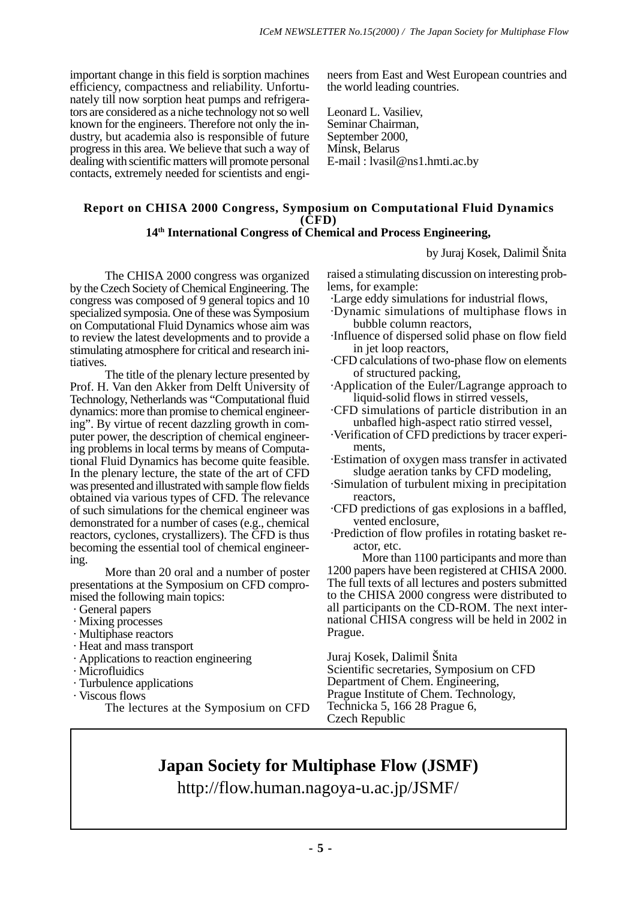important change in this field is sorption machines efficiency, compactness and reliability. Unfortunately till now sorption heat pumps and refrigerators are considered as a niche technology not so well known for the engineers. Therefore not only the industry, but academia also is responsible of future progress in this area. We believe that such a way of dealing with scientific matters will promote personal contacts, extremely needed for scientists and engineers from East and West European countries and the world leading countries.

Leonard L. Vasiliev,
Seminar Chairman,
September 2000,
Minsk, Belarus
E-mail : lvasil@ns1.hmti.ac.by

## Report on CHISA 2000 Congress, Symposium on Computational Fluid Dynamics (CFD)
### 14th International Congress of Chemical and Process Engineering,

by Juraj Kosek, Dalimil Šnita

The CHISA 2000 congress was organized by the Czech Society of Chemical Engineering. The congress was composed of 9 general topics and 10 specialized symposia. One of these was Symposium on Computational Fluid Dynamics whose aim was to review the latest developments and to provide a stimulating atmosphere for critical and research initiatives.

The title of the plenary lecture presented by Prof. H. Van den Akker from Delft University of Technology, Netherlands was "Computational fluid dynamics: more than promise to chemical engineering". By virtue of recent dazzling growth in computer power, the description of chemical engineering problems in local terms by means of Computational Fluid Dynamics has become quite feasible. In the plenary lecture, the state of the art of CFD was presented and illustrated with sample flow fields obtained via various types of CFD. The relevance of such simulations for the chemical engineer was demonstrated for a number of cases (e.g., chemical reactors, cyclones, crystallizers). The CFD is thus becoming the essential tool of chemical engineering.

More than 20 oral and a number of poster presentations at the Symposium on CFD compromised the following main topics:

- General papers
- Mixing processes
- Multiphase reactors
- Heat and mass transport
- Applications to reaction engineering
- Microfluidics
- Turbulence applications
- Viscous flows

The lectures at the Symposium on CFD raised a stimulating discussion on interesting problems, for example:

- Large eddy simulations for industrial flows,
- Dynamic simulations of multiphase flows in bubble column reactors,
- Influence of dispersed solid phase on flow field in jet loop reactors,
- CFD calculations of two-phase flow on elements of structured packing,
- Application of the Euler/Lagrange approach to liquid-solid flows in stirred vessels,
- CFD simulations of particle distribution in an unbafled high-aspect ratio stirred vessel,
- Verification of CFD predictions by tracer experiments,
- Estimation of oxygen mass transfer in activated sludge aeration tanks by CFD modeling,
- Simulation of turbulent mixing in precipitation reactors,
- CFD predictions of gas explosions in a baffled, vented enclosure,
- Prediction of flow profiles in rotating basket reactor, etc.

More than 1100 participants and more than 1200 papers have been registered at CHISA 2000. The full texts of all lectures and posters submitted to the CHISA 2000 congress were distributed to all participants on the CD-ROM. The next international CHISA congress will be held in 2002 in Prague.

Juraj Kosek, Dalimil Šnita
Scientific secretaries, Symposium on CFD
Department of Chem. Engineering,
Prague Institute of Chem. Technology,
Technicka 5, 166 28 Prague 6,
Czech Republic

## Japan Society for Multiphase Flow (JSMF)

http://flow.human.nagoya-u.ac.jp/JSMF/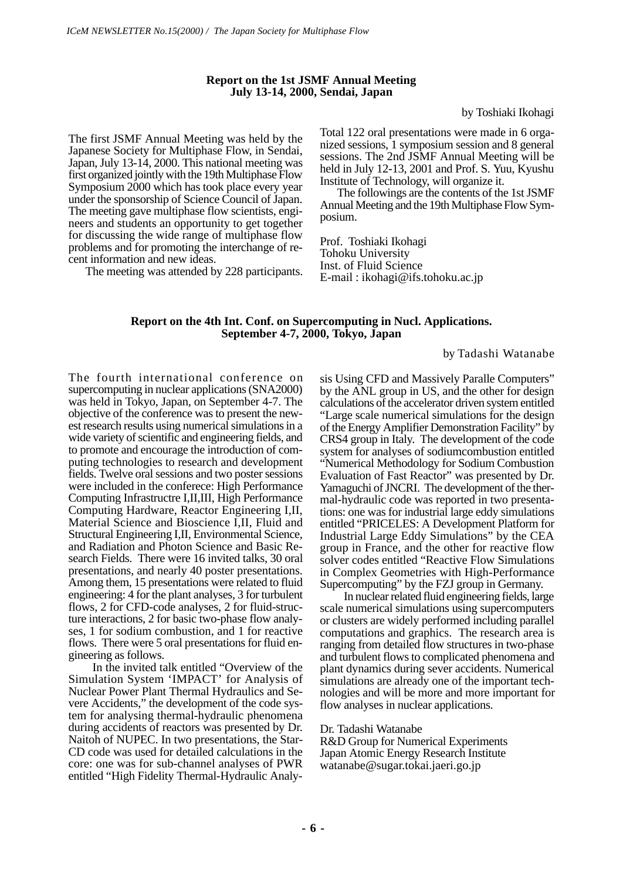**Report on the 1st JSMF Annual Meeting**
**July 13-14, 2000, Sendai, Japan**

by Toshiaki Ikohagi

The first JSMF Annual Meeting was held by the Japanese Society for Multiphase Flow, in Sendai, Japan, July 13-14, 2000. This national meeting was first organized jointly with the 19th Multiphase Flow Symposium 2000 which has took place every year under the sponsorship of Science Council of Japan. The meeting gave multiphase flow scientists, engineers and students an opportunity to get together for discussing the wide range of multiphase flow problems and for promoting the interchange of recent information and new ideas.

The meeting was attended by 228 participants. Total 122 oral presentations were made in 6 organized sessions, 1 symposium session and 8 general sessions. The 2nd JSMF Annual Meeting will be held in July 12-13, 2001 and Prof. S. Yuu, Kyushu Institute of Technology, will organize it.

The followings are the contents of the 1st JSMF Annual Meeting and the 19th Multiphase Flow Symposium.

Prof. Toshiaki Ikohagi
Tohoku University
Inst. of Fluid Science
E-mail : ikohagi@ifs.tohoku.ac.jp

**Report on the 4th Int. Conf. on Supercomputing in Nucl. Applications.**
**September 4-7, 2000, Tokyo, Japan**

by Tadashi Watanabe

The fourth international conference on supercomputing in nuclear applications (SNA2000) was held in Tokyo, Japan, on September 4-7. The objective of the conference was to present the newest research results using numerical simulations in a wide variety of scientific and engineering fields, and to promote and encourage the introduction of computing technologies to research and development fields. Twelve oral sessions and two poster sessions were included in the conferece: High Performance Computing Infrastructre I,II,III, High Performance Computing Hardware, Reactor Engineering I,II, Material Science and Bioscience I,II, Fluid and Structural Engineering I,II, Environmental Science, and Radiation and Photon Science and Basic Research Fields. There were 16 invited talks, 30 oral presentations, and nearly 40 poster presentations. Among them, 15 presentations were related to fluid engineering: 4 for the plant analyses, 3 for turbulent flows, 2 for CFD-code analyses, 2 for fluid-structure interactions, 2 for basic two-phase flow analyses, 1 for sodium combustion, and 1 for reactive flows. There were 5 oral presentations for fluid engineering as follows.

In the invited talk entitled "Overview of the Simulation System 'IMPACT' for Analysis of Nuclear Power Plant Thermal Hydraulics and Severe Accidents," the development of the code system for analysing thermal-hydraulic phenomena during accidents of reactors was presented by Dr. Naitoh of NUPEC. In two presentations, the Star-CD code was used for detailed calculations in the core: one was for sub-channel analyses of PWR entitled "High Fidelity Thermal-Hydraulic Analysis Using CFD and Massively Paralle Computers" by the ANL group in US, and the other for design calculations of the accelerator driven system entitled "Large scale numerical simulations for the design of the Energy Amplifier Demonstration Facility" by CRS4 group in Italy. The development of the code system for analyses of sodiumcombustion entitled "Numerical Methodology for Sodium Combustion Evaluation of Fast Reactor" was presented by Dr. Yamaguchi of JNCRI. The development of the thermal-hydraulic code was reported in two presentations: one was for industrial large eddy simulations entitled "PRICELES: A Development Platform for Industrial Large Eddy Simulations" by the CEA group in France, and the other for reactive flow solver codes entitled "Reactive Flow Simulations in Complex Geometries with High-Performance Supercomputing" by the FZJ group in Germany.

In nuclear related fluid engineering fields, large scale numerical simulations using supercomputers or clusters are widely performed including parallel computations and graphics. The research area is ranging from detailed flow structures in two-phase and turbulent flows to complicated phenomena and plant dynamics during sever accidents. Numerical simulations are already one of the important technologies and will be more and more important for flow analyses in nuclear applications.

Dr. Tadashi Watanabe
R&D Group for Numerical Experiments
Japan Atomic Energy Research Institute
watanabe@sugar.tokai.jaeri.go.jp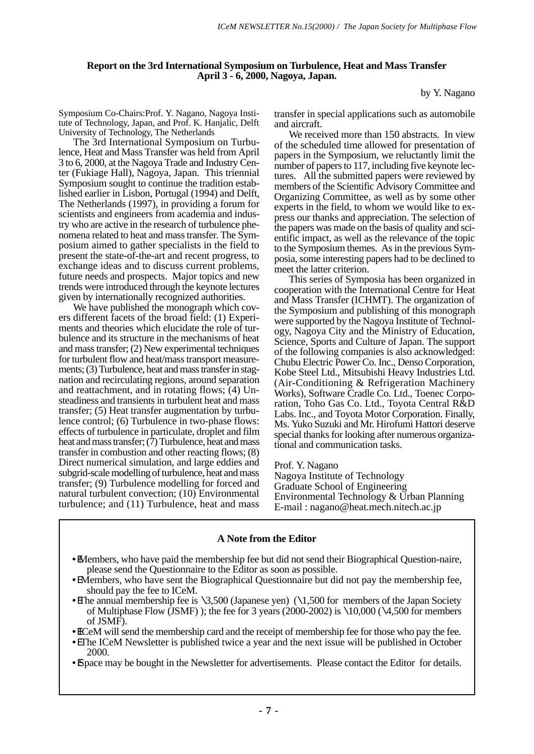## Report on the 3rd International Symposium on Turbulence, Heat and Mass Transfer April 3 - 6, 2000, Nagoya, Japan.

by Y. Nagano

Symposium Co-Chairs:Prof. Y. Nagano, Nagoya Institute of Technology, Japan, and Prof. K. Hanjalic, Delft University of Technology, The Netherlands

The 3rd International Symposium on Turbulence, Heat and Mass Transfer was held from April 3 to 6, 2000, at the Nagoya Trade and Industry Center (Fukiage Hall), Nagoya, Japan. This triennial Symposium sought to continue the tradition established earlier in Lisbon, Portugal (1994) and Delft, The Netherlands (1997), in providing a forum for scientists and engineers from academia and industry who are active in the research of turbulence phenomena related to heat and mass transfer. The Symposium aimed to gather specialists in the field to present the state-of-the-art and recent progress, to exchange ideas and to discuss current problems, future needs and prospects. Major topics and new trends were introduced through the keynote lectures given by internationally recognized authorities.

We have published the monograph which covers different facets of the broad field: (1) Experiments and theories which elucidate the role of turbulence and its structure in the mechanisms of heat and mass transfer; (2) New experimental techniques for turbulent flow and heat/mass transport measurements; (3) Turbulence, heat and mass transfer in stagnation and recirculating regions, around separation and reattachment, and in rotating flows; (4) Unsteadiness and transients in turbulent heat and mass transfer; (5) Heat transfer augmentation by turbulence control; (6) Turbulence in two-phase flows: effects of turbulence in particulate, droplet and film heat and mass transfer; (7) Turbulence, heat and mass transfer in combustion and other reacting flows; (8) Direct numerical simulation, and large eddies and subgrid-scale modelling of turbulence, heat and mass transfer; (9) Turbulence modelling for forced and natural turbulent convection; (10) Environmental turbulence; and (11) Turbulence, heat and mass transfer in special applications such as automobile and aircraft.

We received more than 150 abstracts. In view of the scheduled time allowed for presentation of papers in the Symposium, we reluctantly limit the number of papers to 117, including five keynote lectures. All the submitted papers were reviewed by members of the Scientific Advisory Committee and Organizing Committee, as well as by some other experts in the field, to whom we would like to express our thanks and appreciation. The selection of the papers was made on the basis of quality and scientific impact, as well as the relevance of the topic to the Symposium themes. As in the previous Symposia, some interesting papers had to be declined to meet the latter criterion.

This series of Symposia has been organized in cooperation with the International Centre for Heat and Mass Transfer (ICHMT). The organization of the Symposium and publishing of this monograph were supported by the Nagoya Institute of Technology, Nagoya City and the Ministry of Education, Science, Sports and Culture of Japan. The support of the following companies is also acknowledged: Chubu Electric Power Co. Inc., Denso Corporation, Kobe Steel Ltd., Mitsubishi Heavy Industries Ltd. (Air-Conditioning & Refrigeration Machinery Works), Software Cradle Co. Ltd., Toenec Corporation, Toho Gas Co. Ltd., Toyota Central R&D Labs. Inc., and Toyota Motor Corporation. Finally, Ms. Yuko Suzuki and Mr. Hirofumi Hattori deserve special thanks for looking after numerous organizational and communication tasks.

Prof. Y. Nagano
Nagoya Institute of Technology
Graduate School of Engineering
Environmental Technology & Urban Planning
E-mail : nagano@heat.mech.nitech.ac.jp

### A Note from the Editor

- Members, who have paid the membership fee but did not send their Biographical Question-naire, please send the Questionnaire to the Editor as soon as possible.
- Members, who have sent the Biographical Questionnaire but did not pay the membership fee, should pay the fee to ICeM.
- The annual membership fee is ¥3,500 (Japanese yen) (¥1,500 for members of the Japan Society of Multiphase Flow (JSMF) ); the fee for 3 years (2000-2002) is ¥10,000 (¥4,500 for members of JSMF).
- ICeM will send the membership card and the receipt of membership fee for those who pay the fee.
- The ICeM Newsletter is published twice a year and the next issue will be published in October 2000.
- Space may be bought in the Newsletter for advertisements. Please contact the Editor for details.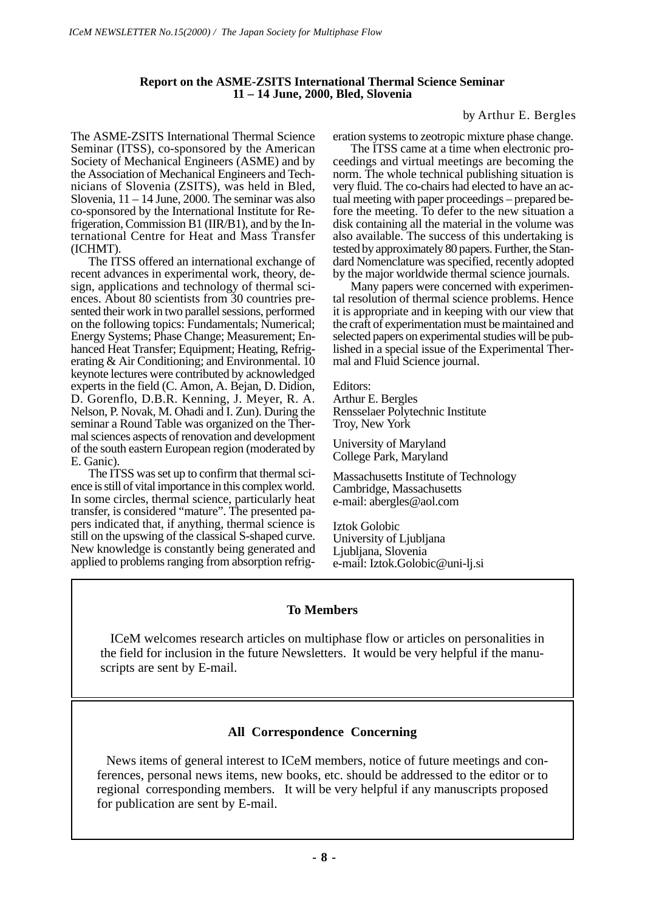**Report on the ASME-ZSITS International Thermal Science Seminar**
**11 – 14 June, 2000, Bled, Slovenia**

by Arthur E. Bergles

The ASME-ZSITS International Thermal Science Seminar (ITSS), co-sponsored by the American Society of Mechanical Engineers (ASME) and by the Association of Mechanical Engineers and Technicians of Slovenia (ZSITS), was held in Bled, Slovenia, 11 – 14 June, 2000. The seminar was also co-sponsored by the International Institute for Refrigeration, Commission B1 (IIR/B1), and by the International Centre for Heat and Mass Transfer (ICHMT).

The ITSS offered an international exchange of recent advances in experimental work, theory, design, applications and technology of thermal sciences. About 80 scientists from 30 countries presented their work in two parallel sessions, performed on the following topics: Fundamentals; Numerical; Energy Systems; Phase Change; Measurement; Enhanced Heat Transfer; Equipment; Heating, Refrigerating & Air Conditioning; and Environmental. 10 keynote lectures were contributed by acknowledged experts in the field (C. Amon, A. Bejan, D. Didion, D. Gorenflo, D.B.R. Kenning, J. Meyer, R. A. Nelson, P. Novak, M. Ohadi and I. Zun). During the seminar a Round Table was organized on the Thermal sciences aspects of renovation and development of the south eastern European region (moderated by E. Ganic).

The ITSS was set up to confirm that thermal science is still of vital importance in this complex world. In some circles, thermal science, particularly heat transfer, is considered "mature". The presented papers indicated that, if anything, thermal science is still on the upswing of the classical S-shaped curve. New knowledge is constantly being generated and applied to problems ranging from absorption refrigeration systems to zeotropic mixture phase change.

The ITSS came at a time when electronic proceedings and virtual meetings are becoming the norm. The whole technical publishing situation is very fluid. The co-chairs had elected to have an actual meeting with paper proceedings – prepared before the meeting. To defer to the new situation a disk containing all the material in the volume was also available. The success of this undertaking is tested by approximately 80 papers. Further, the Standard Nomenclature was specified, recently adopted by the major worldwide thermal science journals.

Many papers were concerned with experimental resolution of thermal science problems. Hence it is appropriate and in keeping with our view that the craft of experimentation must be maintained and selected papers on experimental studies will be published in a special issue of the Experimental Thermal and Fluid Science journal.

Editors:
Arthur E. Bergles
Rensselaer Polytechnic Institute
Troy, New York

University of Maryland
College Park, Maryland

Massachusetts Institute of Technology
Cambridge, Massachusetts
e-mail: abergles@aol.com

Iztok Golobic
University of Ljubljana
Ljubljana, Slovenia
e-mail: Iztok.Golobic@uni-lj.si

---

**To Members**

ICeM welcomes research articles on multiphase flow or articles on personalities in the field for inclusion in the future Newsletters. It would be very helpful if the manuscripts are sent by E-mail.

---

**All Correspondence Concerning**

News items of general interest to ICeM members, notice of future meetings and conferences, personal news items, new books, etc. should be addressed to the editor or to regional corresponding members. It will be very helpful if any manuscripts proposed for publication are sent by E-mail.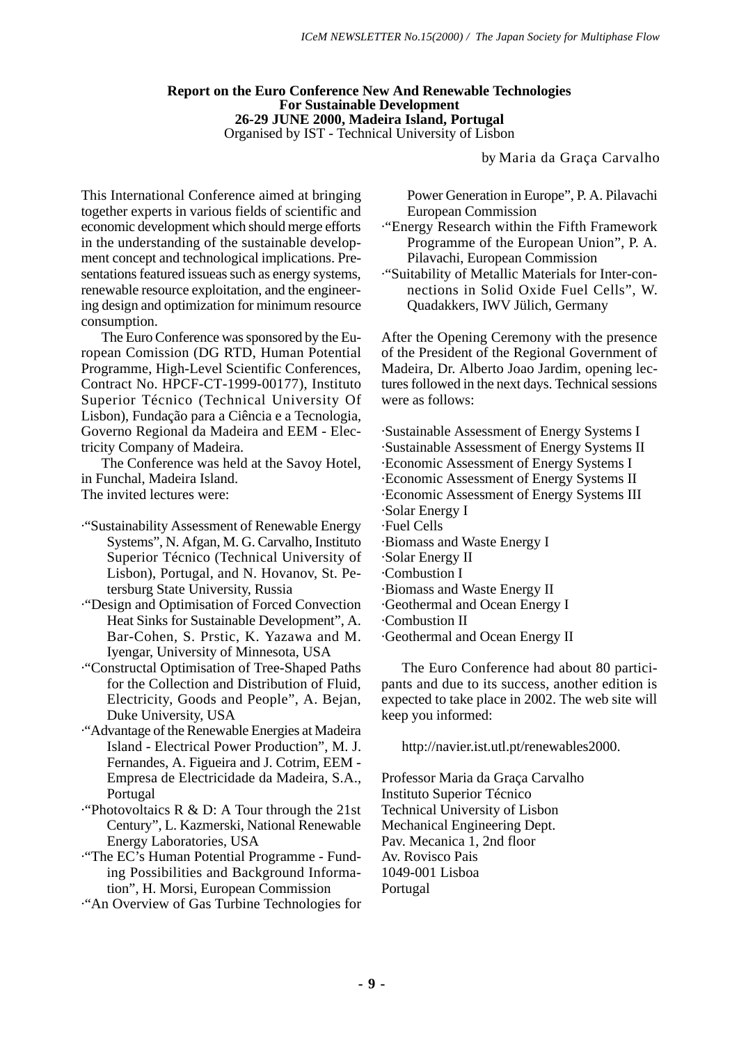**Report on the Euro Conference New And Renewable Technologies For Sustainable Development 26-29 JUNE 2000, Madeira Island, Portugal**

Organised by IST - Technical University of Lisbon

by Maria da Graça Carvalho

This International Conference aimed at bringing together experts in various fields of scientific and economic development which should merge efforts in the understanding of the sustainable development concept and technological implications. Presentations featured issueas such as energy systems, renewable resource exploitation, and the engineering design and optimization for minimum resource consumption.

The Euro Conference was sponsored by the European Comission (DG RTD, Human Potential Programme, High-Level Scientific Conferences, Contract No. HPCF-CT-1999-00177), Instituto Superior Técnico (Technical University Of Lisbon), Fundação para a Ciência e a Tecnologia, Governo Regional da Madeira and EEM - Electricity Company of Madeira.

The Conference was held at the Savoy Hotel, in Funchal, Madeira Island.

The invited lectures were:

- "Sustainability Assessment of Renewable Energy Systems", N. Afgan, M. G. Carvalho, Instituto Superior Técnico (Technical University of Lisbon), Portugal, and N. Hovanov, St. Petersburg State University, Russia
- "Design and Optimisation of Forced Convection Heat Sinks for Sustainable Development", A. Bar-Cohen, S. Prstic, K. Yazawa and M. Iyengar, University of Minnesota, USA
- "Constructal Optimisation of Tree-Shaped Paths for the Collection and Distribution of Fluid, Electricity, Goods and People", A. Bejan, Duke University, USA
- "Advantage of the Renewable Energies at Madeira Island - Electrical Power Production", M. J. Fernandes, A. Figueira and J. Cotrim, EEM - Empresa de Electricidade da Madeira, S.A., Portugal
- "Photovoltaics R & D: A Tour through the 21st Century", L. Kazmerski, National Renewable Energy Laboratories, USA
- "The EC's Human Potential Programme - Funding Possibilities and Background Information", H. Morsi, European Commission
- "An Overview of Gas Turbine Technologies for Power Generation in Europe", P. A. Pilavachi European Commission
- "Energy Research within the Fifth Framework Programme of the European Union", P. A. Pilavachi, European Commission
- "Suitability of Metallic Materials for Inter-connections in Solid Oxide Fuel Cells", W. Quadakkers, IWV Jülich, Germany

After the Opening Ceremony with the presence of the President of the Regional Government of Madeira, Dr. Alberto Joao Jardim, opening lectures followed in the next days. Technical sessions were as follows:

- Sustainable Assessment of Energy Systems I
- Sustainable Assessment of Energy Systems II
- Economic Assessment of Energy Systems I
- Economic Assessment of Energy Systems II
- Economic Assessment of Energy Systems III
- Solar Energy I
- Fuel Cells
- Biomass and Waste Energy I
- Solar Energy II
- Combustion I
- Biomass and Waste Energy II
- Geothermal and Ocean Energy I
- Combustion II
- Geothermal and Ocean Energy II

The Euro Conference had about 80 participants and due to its success, another edition is expected to take place in 2002. The web site will keep you informed:

http://navier.ist.utl.pt/renewables2000.

Professor Maria da Graça Carvalho
Instituto Superior Técnico
Technical University of Lisbon
Mechanical Engineering Dept.
Pav. Mecanica 1, 2nd floor
Av. Rovisco Pais
1049-001 Lisboa
Portugal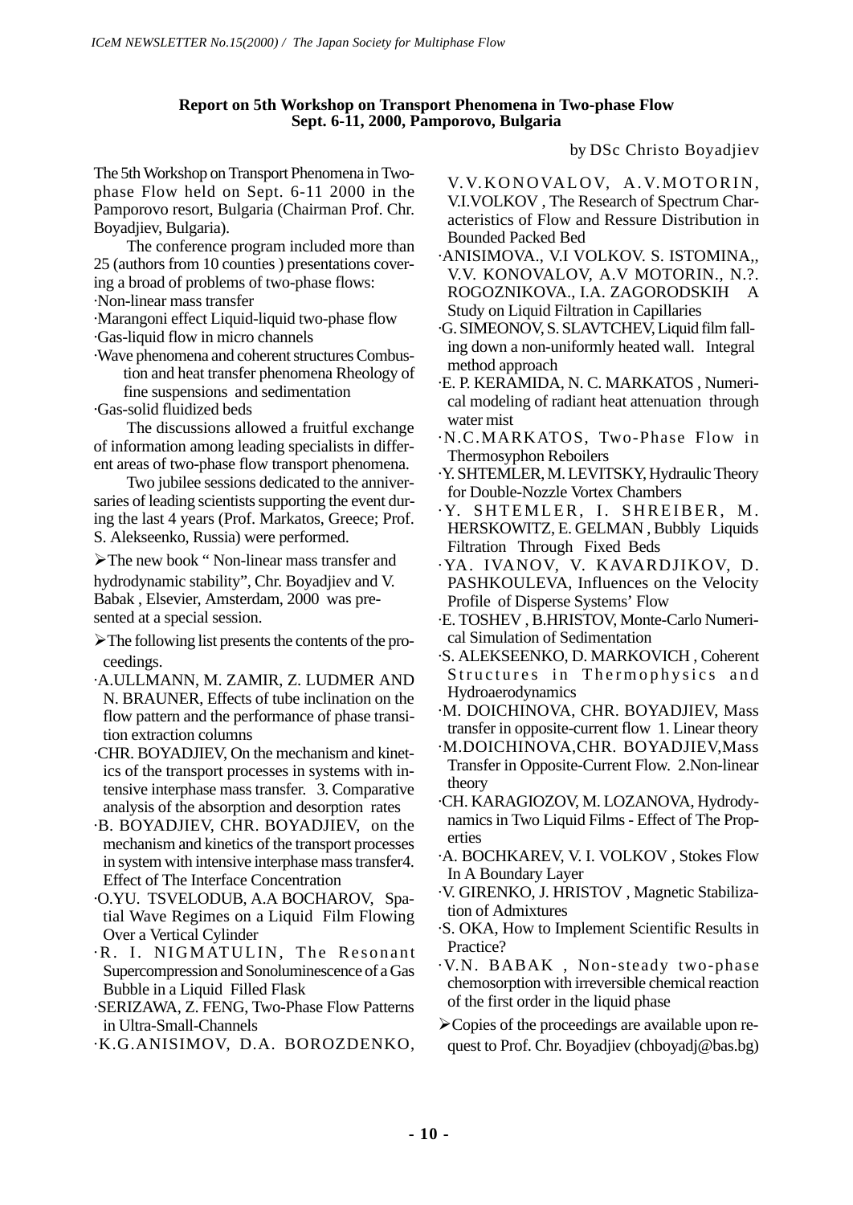**Report on 5th Workshop on Transport Phenomena in Two-phase Flow**
**Sept. 6-11, 2000, Pamporovo, Bulgaria**

by DSc Christo Boyadjiev

The 5th Workshop on Transport Phenomena in Two-phase Flow held on Sept. 6-11 2000 in the Pamporovo resort, Bulgaria (Chairman Prof. Chr. Boyadjiev, Bulgaria).

The conference program included more than 25 (authors from 10 counties ) presentations covering a broad of problems of two-phase flows:

- ·Non-linear mass transfer
- ·Marangoni effect Liquid-liquid two-phase flow
- ·Gas-liquid flow in micro channels
- ·Wave phenomena and coherent structures Combustion and heat transfer phenomena Rheology of fine suspensions and sedimentation
- ·Gas-solid fluidized beds

The discussions allowed a fruitful exchange of information among leading specialists in different areas of two-phase flow transport phenomena.

Two jubilee sessions dedicated to the anniversaries of leading scientists supporting the event during the last 4 years (Prof. Markatos, Greece; Prof. S. Alekseenko, Russia) were performed.

➢The new book " Non-linear mass transfer and hydrodynamic stability", Chr. Boyadjiev and V. Babak , Elsevier, Amsterdam, 2000 was presented at a special session.

➢The following list presents the contents of the proceedings.

- ·A.ULLMANN, M. ZAMIR, Z. LUDMER AND N. BRAUNER, Effects of tube inclination on the flow pattern and the performance of phase transition extraction columns
- ·CHR. BOYADJIEV, On the mechanism and kinetics of the transport processes in systems with intensive interphase mass transfer. 3. Comparative analysis of the absorption and desorption rates
- ·B. BOYADJIEV, CHR. BOYADJIEV, on the mechanism and kinetics of the transport processes in system with intensive interphase mass transfer4. Effect of The Interface Concentration
- ·O.YU. TSVELODUB, A.A BOCHAROV, Spatial Wave Regimes on a Liquid Film Flowing Over a Vertical Cylinder
- ·R. I. NIGMATULIN, The Resonant Supercompression and Sonoluminescence of a Gas Bubble in a Liquid Filled Flask
- ·SERIZAWA, Z. FENG, Two-Phase Flow Patterns in Ultra-Small-Channels
- ·K.G.ANISIMOV, D.A. BOROZDENKO, V.V.KONOVALOV, A.V.MOTORIN, V.I.VOLKOV , The Research of Spectrum Characteristics of Flow and Ressure Distribution in Bounded Packed Bed
- ·ANISIMOVA., V.I VOLKOV. S. ISTOMINA,, V.V. KONOVALOV, A.V MOTORIN., N.?. ROGOZNIKOVA., I.A. ZAGORODSKIH A Study on Liquid Filtration in Capillaries
- ·G. SIMEONOV, S. SLAVTCHEV, Liquid film falling down a non-uniformly heated wall. Integral method approach
- ·E. P. KERAMIDA, N. C. MARKATOS , Numerical modeling of radiant heat attenuation through water mist
- ·N.C.MARKATOS, Two-Phase Flow in Thermosyphon Reboilers
- ·Y. SHTEMLER, M. LEVITSKY, Hydraulic Theory for Double-Nozzle Vortex Chambers
- ·Y. SHTEMLER, I. SHREIBER, M. HERSKOWITZ, E. GELMAN , Bubbly Liquids Filtration Through Fixed Beds
- ·YA. IVANOV, V. KAVARDJIKOV, D. PASHKOULEVA, Influences on the Velocity Profile of Disperse Systems' Flow
- ·E. TOSHEV , B.HRISTOV, Monte-Carlo Numerical Simulation of Sedimentation
- ·S. ALEKSEENKO, D. MARKOVICH , Coherent Structures in Thermophysics and Hydroaerodynamics
- ·M. DOICHINOVA, CHR. BOYADJIEV, Mass transfer in opposite-current flow 1. Linear theory
- ·M.DOICHINOVA,CHR. BOYADJIEV,Mass Transfer in Opposite-Current Flow. 2.Non-linear theory
- ·CH. KARAGIOZOV, M. LOZANOVA, Hydrodynamics in Two Liquid Films - Effect of The Properties
- ·A. BOCHKAREV, V. I. VOLKOV , Stokes Flow In A Boundary Layer
- ·V. GIRENKO, J. HRISTOV , Magnetic Stabilization of Admixtures
- ·S. OKA, How to Implement Scientific Results in Practice?
- ·V.N. BABAK , Non-steady two-phase chemosorption with irreversible chemical reaction of the first order in the liquid phase

➢Copies of the proceedings are available upon request to Prof. Chr. Boyadjiev (chboyadj@bas.bg)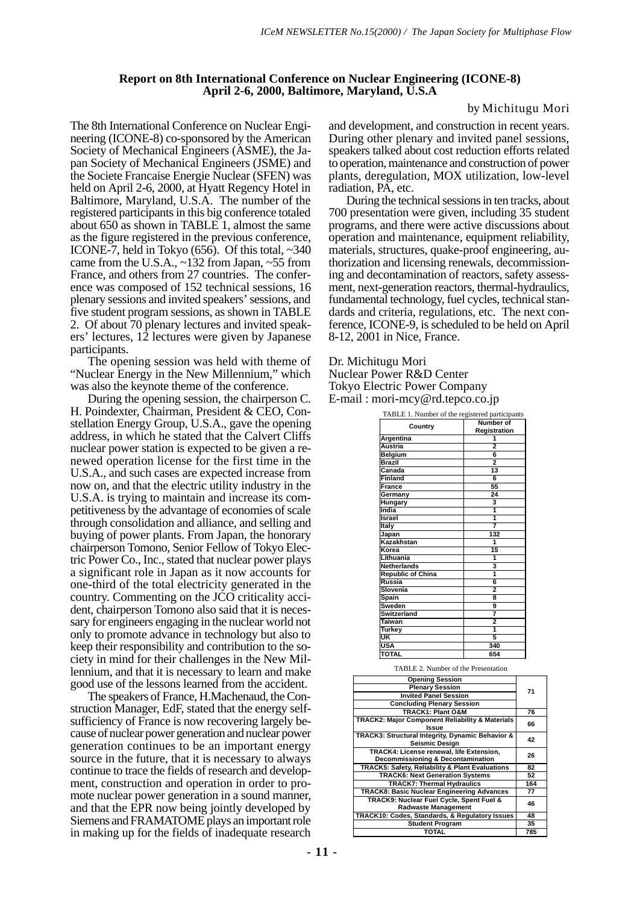## Report on 8th International Conference on Nuclear Engineering (ICONE-8)
## April 2-6, 2000, Baltimore, Maryland, U.S.A

by Michitugu Mori

The 8th International Conference on Nuclear Engineering (ICONE-8) co-sponsored by the American Society of Mechanical Engineers (ASME), the Japan Society of Mechanical Engineers (JSME) and the Societe Francaise Energie Nuclear (SFEN) was held on April 2-6, 2000, at Hyatt Regency Hotel in Baltimore, Maryland, U.S.A. The number of the registered participants in this big conference totaled about 650 as shown in TABLE 1, almost the same as the figure registered in the previous conference, ICONE-7, held in Tokyo (656). Of this total, ~340 came from the U.S.A., ~132 from Japan, ~55 from France, and others from 27 countries. The conference was composed of 152 technical sessions, 16 plenary sessions and invited speakers' sessions, and five student program sessions, as shown in TABLE 2. Of about 70 plenary lectures and invited speakers' lectures, 12 lectures were given by Japanese participants.

The opening session was held with theme of "Nuclear Energy in the New Millennium," which was also the keynote theme of the conference.

During the opening session, the chairperson C. H. Poindexter, Chairman, President & CEO, Constellation Energy Group, U.S.A., gave the opening address, in which he stated that the Calvert Cliffs nuclear power station is expected to be given a renewed operation license for the first time in the U.S.A., and such cases are expected increase from now on, and that the electric utility industry in the U.S.A. is trying to maintain and increase its competitiveness by the advantage of economies of scale through consolidation and alliance, and selling and buying of power plants. From Japan, the honorary chairperson Tomono, Senior Fellow of Tokyo Electric Power Co., Inc., stated that nuclear power plays a significant role in Japan as it now accounts for one-third of the total electricity generated in the country. Commenting on the JCO criticality accident, chairperson Tomono also said that it is necessary for engineers engaging in the nuclear world not only to promote advance in technology but also to keep their responsibility and contribution to the society in mind for their challenges in the New Millennium, and that it is necessary to learn and make good use of the lessons learned from the accident.

The speakers of France, H.Machenaud, the Construction Manager, EdF, stated that the energy self-sufficiency of France is now recovering largely because of nuclear power generation and nuclear power generation continues to be an important energy source in the future, that it is necessary to always continue to trace the fields of research and development, construction and operation in order to promote nuclear power generation in a sound manner, and that the EPR now being jointly developed by Siemens and FRAMATOME plays an important role in making up for the fields of inadequate research and development, and construction in recent years. During other plenary and invited panel sessions, speakers talked about cost reduction efforts related to operation, maintenance and construction of power plants, deregulation, MOX utilization, low-level radiation, PA, etc.

During the technical sessions in ten tracks, about 700 presentation were given, including 35 student programs, and there were active discussions about operation and maintenance, equipment reliability, materials, structures, quake-proof engineering, authorization and licensing renewals, decommissioning and decontamination of reactors, safety assessment, next-generation reactors, thermal-hydraulics, fundamental technology, fuel cycles, technical standards and criteria, regulations, etc. The next conference, ICONE-9, is scheduled to be held on April 8-12, 2001 in Nice, France.

Dr. Michitugu Mori
Nuclear Power R&D Center
Tokyo Electric Power Company
E-mail : mori-mcy@rd.tepco.co.jp

TABLE 1. Number of the registered participants

| Country | Number of Registration |
|---|---|
| Argentina | 1 |
| Austria | 2 |
| Belgium | 6 |
| Brazil | 2 |
| Canada | 13 |
| Finland | 6 |
| France | 55 |
| Germany | 24 |
| Hungary | 3 |
| India | 1 |
| Israel | 1 |
| Italy | 7 |
| Japan | 132 |
| Kazakhstan | 1 |
| Korea | 15 |
| Lithuania | 1 |
| Netherlands | 3 |
| Republic of China | 1 |
| Russia | 6 |
| Slovenia | 2 |
| Spain | 8 |
| Sweden | 9 |
| Switzerland | 7 |
| Taiwan | 2 |
| Turkey | 1 |
| UK | 5 |
| USA | 340 |
| TOTAL | 654 |

TABLE 2. Number of the Presentation

| Session | Number |
|---|---|
| Opening Session / Plenary Session / Invited Panel Session / Concluding Plenary Session | 71 |
| TRACK1: Plant O&M | 76 |
| TRACK2: Major Component Reliability & Materials Issue | 66 |
| TRACK3: Structural Integrity, Dynamic Behavior & Seismic Design | 42 |
| TRACK4: License renewal, life Extension, Decommissioning & Decontamination | 26 |
| TRACK5: Safety, Reliability & Plant Evaluations | 82 |
| TRACK6: Next Generation Systems | 52 |
| TRACK7: Thermal Hydraulics | 164 |
| TRACK8: Basic Nuclear Engineering Advances | 77 |
| TRACK9: Nuclear Fuel Cycle, Spent Fuel & Radwaste Management | 46 |
| TRACK10: Codes, Standards, & Regulatory Issues | 48 |
| Student Program | 35 |
| TOTAL | 785 |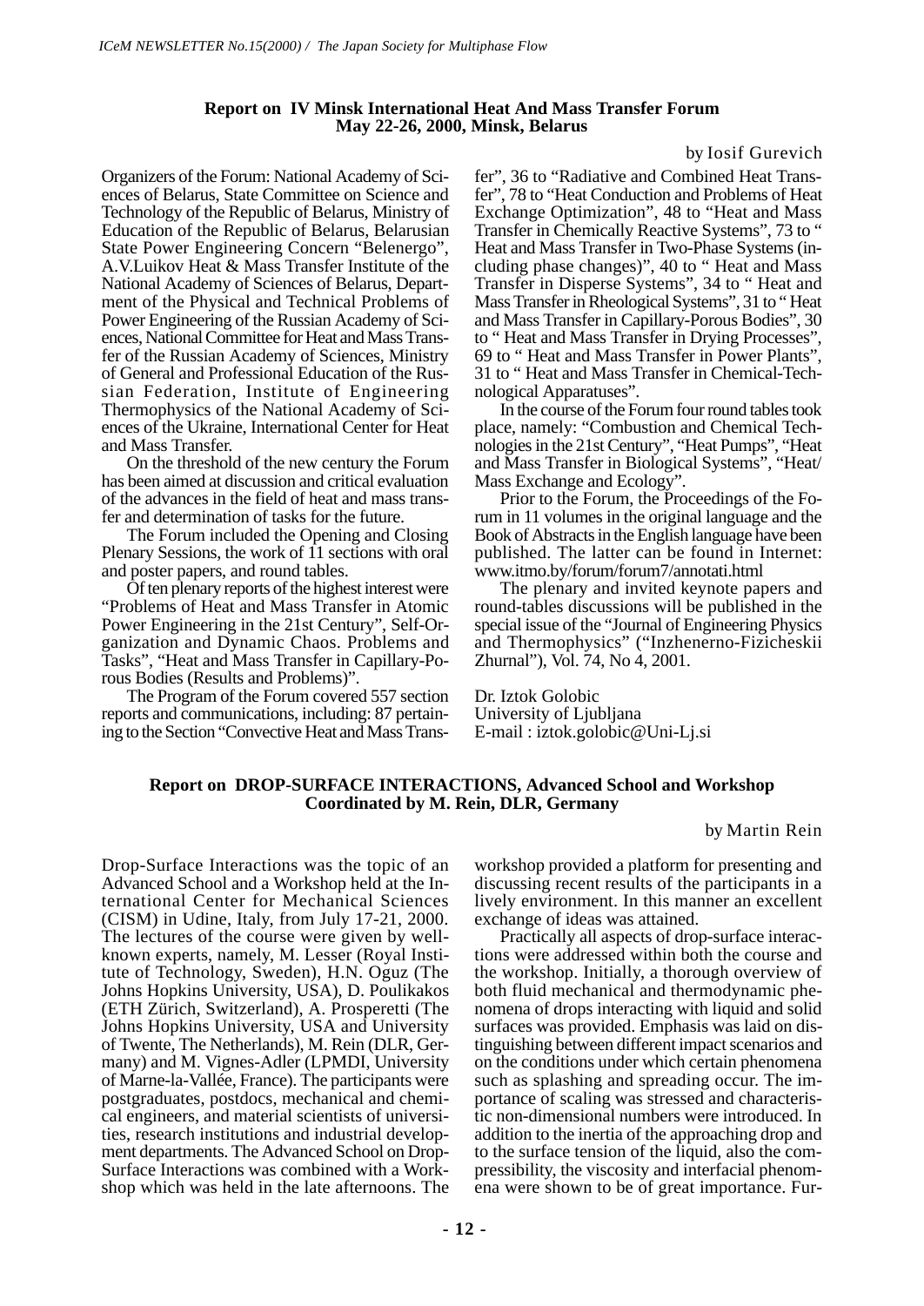### Report on IV Minsk International Heat And Mass Transfer Forum
### May 22-26, 2000, Minsk, Belarus

by Iosif Gurevich

Organizers of the Forum: National Academy of Sciences of Belarus, State Committee on Science and Technology of the Republic of Belarus, Ministry of Education of the Republic of Belarus, Belarusian State Power Engineering Concern "Belenergo", A.V.Luikov Heat & Mass Transfer Institute of the National Academy of Sciences of Belarus, Department of the Physical and Technical Problems of Power Engineering of the Russian Academy of Sciences, National Committee for Heat and Mass Transfer of the Russian Academy of Sciences, Ministry of General and Professional Education of the Russian Federation, Institute of Engineering Thermophysics of the National Academy of Sciences of the Ukraine, International Center for Heat and Mass Transfer.

On the threshold of the new century the Forum has been aimed at discussion and critical evaluation of the advances in the field of heat and mass transfer and determination of tasks for the future.

The Forum included the Opening and Closing Plenary Sessions, the work of 11 sections with oral and poster papers, and round tables.

Of ten plenary reports of the highest interest were "Problems of Heat and Mass Transfer in Atomic Power Engineering in the 21st Century", Self-Organization and Dynamic Chaos. Problems and Tasks", "Heat and Mass Transfer in Capillary-Porous Bodies (Results and Problems)".

The Program of the Forum covered 557 section reports and communications, including: 87 pertaining to the Section "Convective Heat and Mass Transfer", 36 to "Radiative and Combined Heat Transfer", 78 to "Heat Conduction and Problems of Heat Exchange Optimization", 48 to "Heat and Mass Transfer in Chemically Reactive Systems", 73 to " Heat and Mass Transfer in Two-Phase Systems (including phase changes)", 40 to " Heat and Mass Transfer in Disperse Systems", 34 to " Heat and Mass Transfer in Rheological Systems", 31 to " Heat and Mass Transfer in Capillary-Porous Bodies", 30 to " Heat and Mass Transfer in Drying Processes", 69 to " Heat and Mass Transfer in Power Plants", 31 to " Heat and Mass Transfer in Chemical-Technological Apparatuses".

In the course of the Forum four round tables took place, namely: "Combustion and Chemical Technologies in the 21st Century", "Heat Pumps", "Heat and Mass Transfer in Biological Systems", "Heat/Mass Exchange and Ecology".

Prior to the Forum, the Proceedings of the Forum in 11 volumes in the original language and the Book of Abstracts in the English language have been published. The latter can be found in Internet: www.itmo.by/forum/forum7/annotati.html

The plenary and invited keynote papers and round-tables discussions will be published in the special issue of the "Journal of Engineering Physics and Thermophysics" ("Inzhenerno-Fizicheskii Zhurnal"), Vol. 74, No 4, 2001.

Dr. Iztok Golobic
University of Ljubljana
E-mail : iztok.golobic@Uni-Lj.si

### Report on DROP-SURFACE INTERACTIONS, Advanced School and Workshop
### Coordinated by M. Rein, DLR, Germany

by Martin Rein

Drop-Surface Interactions was the topic of an Advanced School and a Workshop held at the International Center for Mechanical Sciences (CISM) in Udine, Italy, from July 17-21, 2000. The lectures of the course were given by well-known experts, namely, M. Lesser (Royal Institute of Technology, Sweden), H.N. Oguz (The Johns Hopkins University, USA), D. Poulikakos (ETH Zürich, Switzerland), A. Prosperetti (The Johns Hopkins University, USA and University of Twente, The Netherlands), M. Rein (DLR, Germany) and M. Vignes-Adler (LPMDI, University of Marne-la-Vallée, France). The participants were postgraduates, postdocs, mechanical and chemical engineers, and material scientists of universities, research institutions and industrial development departments. The Advanced School on Drop-Surface Interactions was combined with a Workshop which was held in the late afternoons. The workshop provided a platform for presenting and discussing recent results of the participants in a lively environment. In this manner an excellent exchange of ideas was attained.

Practically all aspects of drop-surface interactions were addressed within both the course and the workshop. Initially, a thorough overview of both fluid mechanical and thermodynamic phenomena of drops interacting with liquid and solid surfaces was provided. Emphasis was laid on distinguishing between different impact scenarios and on the conditions under which certain phenomena such as splashing and spreading occur. The importance of scaling was stressed and characteristic non-dimensional numbers were introduced. In addition to the inertia of the approaching drop and to the surface tension of the liquid, also the compressibility, the viscosity and interfacial phenomena were shown to be of great importance. Fur-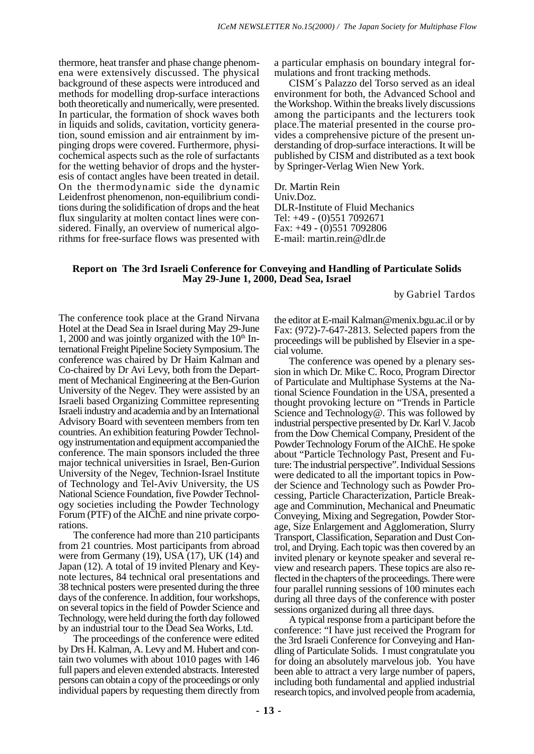thermore, heat transfer and phase change phenomena were extensively discussed. The physical background of these aspects were introduced and methods for modelling drop-surface interactions both theoretically and numerically, were presented. In particular, the formation of shock waves both in liquids and solids, cavitation, vorticity generation, sound emission and air entrainment by impinging drops were covered. Furthermore, physicochemical aspects such as the role of surfactants for the wetting behavior of drops and the hysteresis of contact angles have been treated in detail. On the thermodynamic side the dynamic Leidenfrost phenomenon, non-equilibrium conditions during the solidification of drops and the heat flux singularity at molten contact lines were considered. Finally, an overview of numerical algorithms for free-surface flows was presented with a particular emphasis on boundary integral formulations and front tracking methods.

CISM´s Palazzo del Torso served as an ideal environment for both, the Advanced School and the Workshop. Within the breaks lively discussions among the participants and the lecturers took place.The material presented in the course provides a comprehensive picture of the present understanding of drop-surface interactions. It will be published by CISM and distributed as a text book by Springer-Verlag Wien New York.

Dr. Martin Rein  
Univ.Doz.  
DLR-Institute of Fluid Mechanics  
Tel: +49 - (0)551 7092671  
Fax: +49 - (0)551 7092806  
E-mail: martin.rein@dlr.de

**Report on The 3rd Israeli Conference for Conveying and Handling of Particulate Solids  
May 29-June 1, 2000, Dead Sea, Israel**

by Gabriel Tardos

The conference took place at the Grand Nirvana Hotel at the Dead Sea in Israel during May 29-June 1, 2000 and was jointly organized with the 10th International Freight Pipeline Society Symposium. The conference was chaired by Dr Haim Kalman and Co-chaired by Dr Avi Levy, both from the Department of Mechanical Engineering at the Ben-Gurion University of the Negev. They were assisted by an Israeli based Organizing Committee representing Israeli industry and academia and by an International Advisory Board with seventeen members from ten countries. An exhibition featuring Powder Technology instrumentation and equipment accompanied the conference. The main sponsors included the three major technical universities in Israel, Ben-Gurion University of the Negev, Technion-Israel Institute of Technology and Tel-Aviv University, the US National Science Foundation, five Powder Technology societies including the Powder Technology Forum (PTF) of the AIChE and nine private corporations.

The conference had more than 210 participants from 21 countries. Most participants from abroad were from Germany (19), USA (17), UK (14) and Japan (12). A total of 19 invited Plenary and Keynote lectures, 84 technical oral presentations and 38 technical posters were presented during the three days of the conference. In addition, four workshops, on several topics in the field of Powder Science and Technology, were held during the forth day followed by an industrial tour to the Dead Sea Works, Ltd.

The proceedings of the conference were edited by Drs H. Kalman, A. Levy and M. Hubert and contain two volumes with about 1010 pages with 146 full papers and eleven extended abstracts. Interested persons can obtain a copy of the proceedings or only individual papers by requesting them directly from the editor at E-mail Kalman@menix.bgu.ac.il or by Fax: (972)-7-647-2813. Selected papers from the proceedings will be published by Elsevier in a special volume.

The conference was opened by a plenary session in which Dr. Mike C. Roco, Program Director of Particulate and Multiphase Systems at the National Science Foundation in the USA, presented a thought provoking lecture on "Trends in Particle Science and Technology@. This was followed by industrial perspective presented by Dr. Karl V. Jacob from the Dow Chemical Company, President of the Powder Technology Forum of the AIChE. He spoke about "Particle Technology Past, Present and Future: The industrial perspective". Individual Sessions were dedicated to all the important topics in Powder Science and Technology such as Powder Processing, Particle Characterization, Particle Breakage and Comminution, Mechanical and Pneumatic Conveying, Mixing and Segregation, Powder Storage, Size Enlargement and Agglomeration, Slurry Transport, Classification, Separation and Dust Control, and Drying. Each topic was then covered by an invited plenary or keynote speaker and several review and research papers. These topics are also reflected in the chapters of the proceedings. There were four parallel running sessions of 100 minutes each during all three days of the conference with poster sessions organized during all three days.

A typical response from a participant before the conference: "I have just received the Program for the 3rd Israeli Conference for Conveying and Handling of Particulate Solids. I must congratulate you for doing an absolutely marvelous job. You have been able to attract a very large number of papers, including both fundamental and applied industrial research topics, and involved people from academia,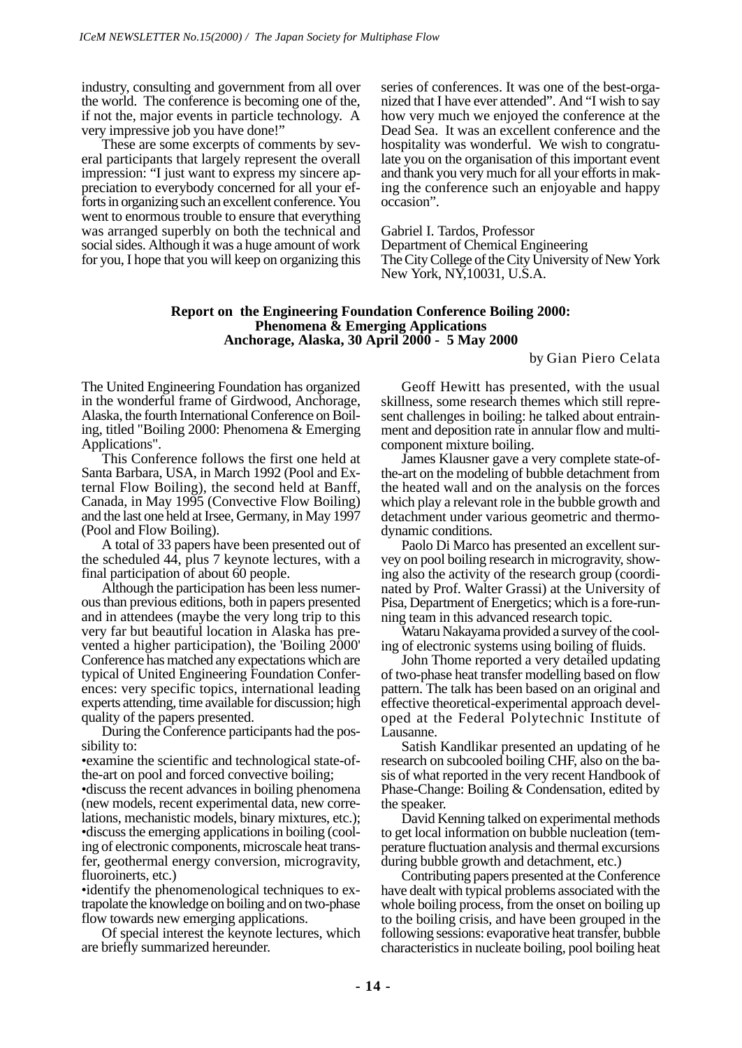industry, consulting and government from all over the world. The conference is becoming one of the, if not the, major events in particle technology. A very impressive job you have done!"

These are some excerpts of comments by several participants that largely represent the overall impression: "I just want to express my sincere appreciation to everybody concerned for all your efforts in organizing such an excellent conference. You went to enormous trouble to ensure that everything was arranged superbly on both the technical and social sides. Although it was a huge amount of work for you, I hope that you will keep on organizing this series of conferences. It was one of the best-organized that I have ever attended". And "I wish to say how very much we enjoyed the conference at the Dead Sea. It was an excellent conference and the hospitality was wonderful. We wish to congratulate you on the organisation of this important event and thank you very much for all your efforts in making the conference such an enjoyable and happy occasion".

Gabriel I. Tardos, Professor
Department of Chemical Engineering
The City College of the City University of New York
New York, NY,10031, U.S.A.

## Report on the Engineering Foundation Conference Boiling 2000: Phenomena & Emerging Applications Anchorage, Alaska, 30 April 2000 - 5 May 2000

by Gian Piero Celata

The United Engineering Foundation has organized in the wonderful frame of Girdwood, Anchorage, Alaska, the fourth International Conference on Boiling, titled "Boiling 2000: Phenomena & Emerging Applications".

This Conference follows the first one held at Santa Barbara, USA, in March 1992 (Pool and External Flow Boiling), the second held at Banff, Canada, in May 1995 (Convective Flow Boiling) and the last one held at Irsee, Germany, in May 1997 (Pool and Flow Boiling).

A total of 33 papers have been presented out of the scheduled 44, plus 7 keynote lectures, with a final participation of about 60 people.

Although the participation has been less numerous than previous editions, both in papers presented and in attendees (maybe the very long trip to this very far but beautiful location in Alaska has prevented a higher participation), the 'Boiling 2000' Conference has matched any expectations which are typical of United Engineering Foundation Conferences: very specific topics, international leading experts attending, time available for discussion; high quality of the papers presented.

During the Conference participants had the possibility to:

•examine the scientific and technological state-of-the-art on pool and forced convective boiling;
•discuss the recent advances in boiling phenomena (new models, recent experimental data, new correlations, mechanistic models, binary mixtures, etc.);
•discuss the emerging applications in boiling (cooling of electronic components, microscale heat transfer, geothermal energy conversion, microgravity, fluoroinerts, etc.)
•identify the phenomenological techniques to extrapolate the knowledge on boiling and on two-phase flow towards new emerging applications.

Of special interest the keynote lectures, which are briefly summarized hereunder.

Geoff Hewitt has presented, with the usual skillness, some research themes which still represent challenges in boiling: he talked about entrainment and deposition rate in annular flow and multicomponent mixture boiling.

James Klausner gave a very complete state-of-the-art on the modeling of bubble detachment from the heated wall and on the analysis on the forces which play a relevant role in the bubble growth and detachment under various geometric and thermodynamic conditions.

Paolo Di Marco has presented an excellent survey on pool boiling research in microgravity, showing also the activity of the research group (coordinated by Prof. Walter Grassi) at the University of Pisa, Department of Energetics; which is a fore-running team in this advanced research topic.

Wataru Nakayama provided a survey of the cooling of electronic systems using boiling of fluids.

John Thome reported a very detailed updating of two-phase heat transfer modelling based on flow pattern. The talk has been based on an original and effective theoretical-experimental approach developed at the Federal Polytechnic Institute of Lausanne.

Satish Kandlikar presented an updating of he research on subcooled boiling CHF, also on the basis of what reported in the very recent Handbook of Phase-Change: Boiling & Condensation, edited by the speaker.

David Kenning talked on experimental methods to get local information on bubble nucleation (temperature fluctuation analysis and thermal excursions during bubble growth and detachment, etc.)

Contributing papers presented at the Conference have dealt with typical problems associated with the whole boiling process, from the onset on boiling up to the boiling crisis, and have been grouped in the following sessions: evaporative heat transfer, bubble characteristics in nucleate boiling, pool boiling heat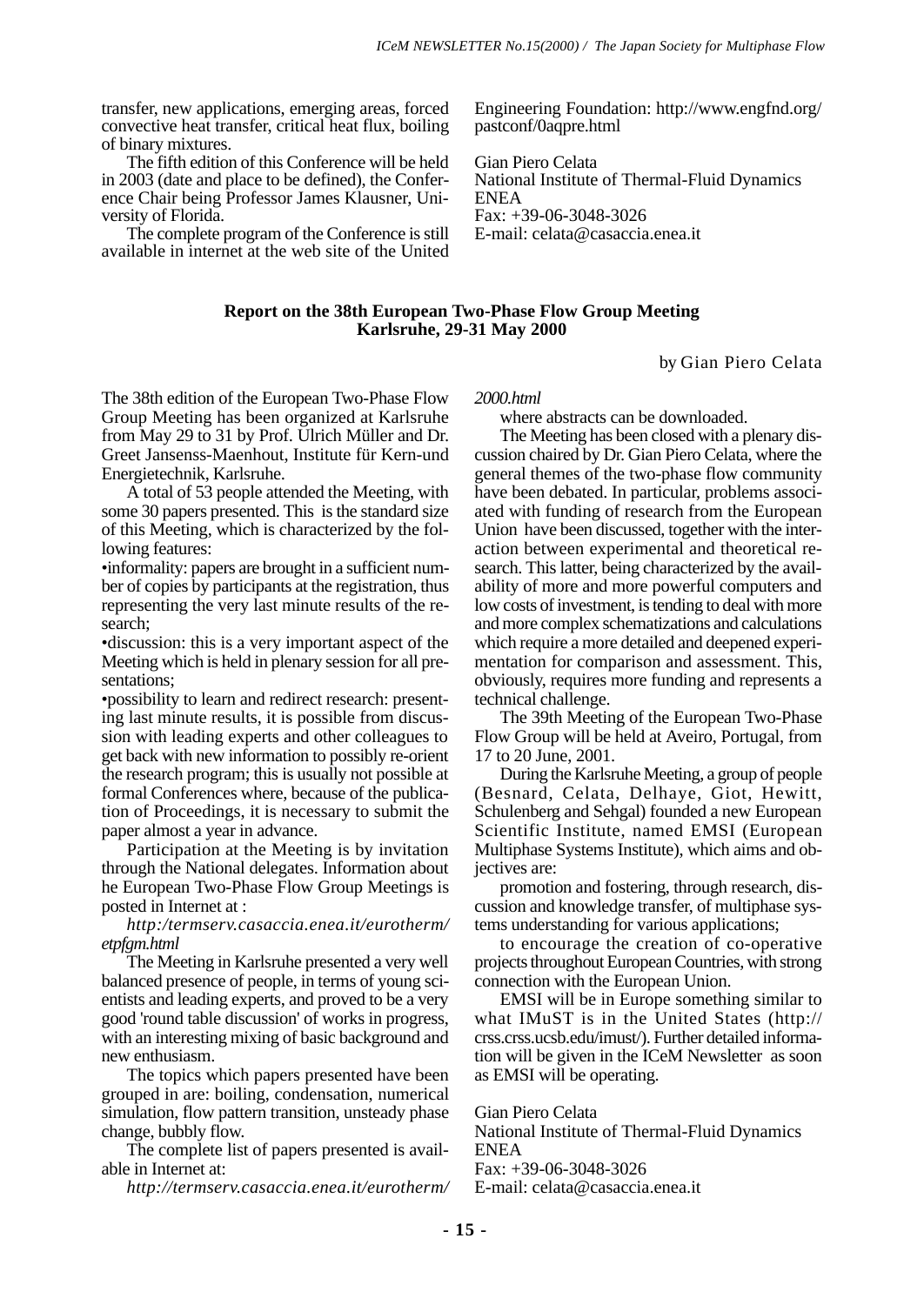transfer, new applications, emerging areas, forced convective heat transfer, critical heat flux, boiling of binary mixtures.

The fifth edition of this Conference will be held in 2003 (date and place to be defined), the Conference Chair being Professor James Klausner, University of Florida.

The complete program of the Conference is still available in internet at the web site of the United Engineering Foundation: http://www.engfnd.org/pastconf/0aqpre.html

Gian Piero Celata
National Institute of Thermal-Fluid Dynamics
ENEA
Fax: +39-06-3048-3026
E-mail: celata@casaccia.enea.it

## Report on the 38th European Two-Phase Flow Group Meeting Karlsruhe, 29-31 May 2000

by Gian Piero Celata

The 38th edition of the European Two-Phase Flow Group Meeting has been organized at Karlsruhe from May 29 to 31 by Prof. Ulrich Müller and Dr. Greet Jansenss-Maenhout, Institute für Kern-und Energietechnik, Karlsruhe.

A total of 53 people attended the Meeting, with some 30 papers presented. This is the standard size of this Meeting, which is characterized by the following features:

•informality: papers are brought in a sufficient number of copies by participants at the registration, thus representing the very last minute results of the research;

•discussion: this is a very important aspect of the Meeting which is held in plenary session for all presentations;

•possibility to learn and redirect research: presenting last minute results, it is possible from discussion with leading experts and other colleagues to get back with new information to possibly re-orient the research program; this is usually not possible at formal Conferences where, because of the publication of Proceedings, it is necessary to submit the paper almost a year in advance.

Participation at the Meeting is by invitation through the National delegates. Information about he European Two-Phase Flow Group Meetings is posted in Internet at :

*http:/termserv.casaccia.enea.it/eurotherm/etpfgm.html*

The Meeting in Karlsruhe presented a very well balanced presence of people, in terms of young scientists and leading experts, and proved to be a very good 'round table discussion' of works in progress, with an interesting mixing of basic background and new enthusiasm.

The topics which papers presented have been grouped in are: boiling, condensation, numerical simulation, flow pattern transition, unsteady phase change, bubbly flow.

The complete list of papers presented is available in Internet at:

*http://termserv.casaccia.enea.it/eurotherm/2000.html*

where abstracts can be downloaded.

The Meeting has been closed with a plenary discussion chaired by Dr. Gian Piero Celata, where the general themes of the two-phase flow community have been debated. In particular, problems associated with funding of research from the European Union have been discussed, together with the interaction between experimental and theoretical research. This latter, being characterized by the availability of more and more powerful computers and low costs of investment, is tending to deal with more and more complex schematizations and calculations which require a more detailed and deepened experimentation for comparison and assessment. This, obviously, requires more funding and represents a technical challenge.

The 39th Meeting of the European Two-Phase Flow Group will be held at Aveiro, Portugal, from 17 to 20 June, 2001.

During the Karlsruhe Meeting, a group of people (Besnard, Celata, Delhaye, Giot, Hewitt, Schulenberg and Sehgal) founded a new European Scientific Institute, named EMSI (European Multiphase Systems Institute), which aims and objectives are:

promotion and fostering, through research, discussion and knowledge transfer, of multiphase systems understanding for various applications;

to encourage the creation of co-operative projects throughout European Countries, with strong connection with the European Union.

EMSI will be in Europe something similar to what IMuST is in the United States (http://crss.crss.ucsb.edu/imust/). Further detailed information will be given in the ICeM Newsletter as soon as EMSI will be operating.

Gian Piero Celata
National Institute of Thermal-Fluid Dynamics
ENEA
Fax: +39-06-3048-3026
E-mail: celata@casaccia.enea.it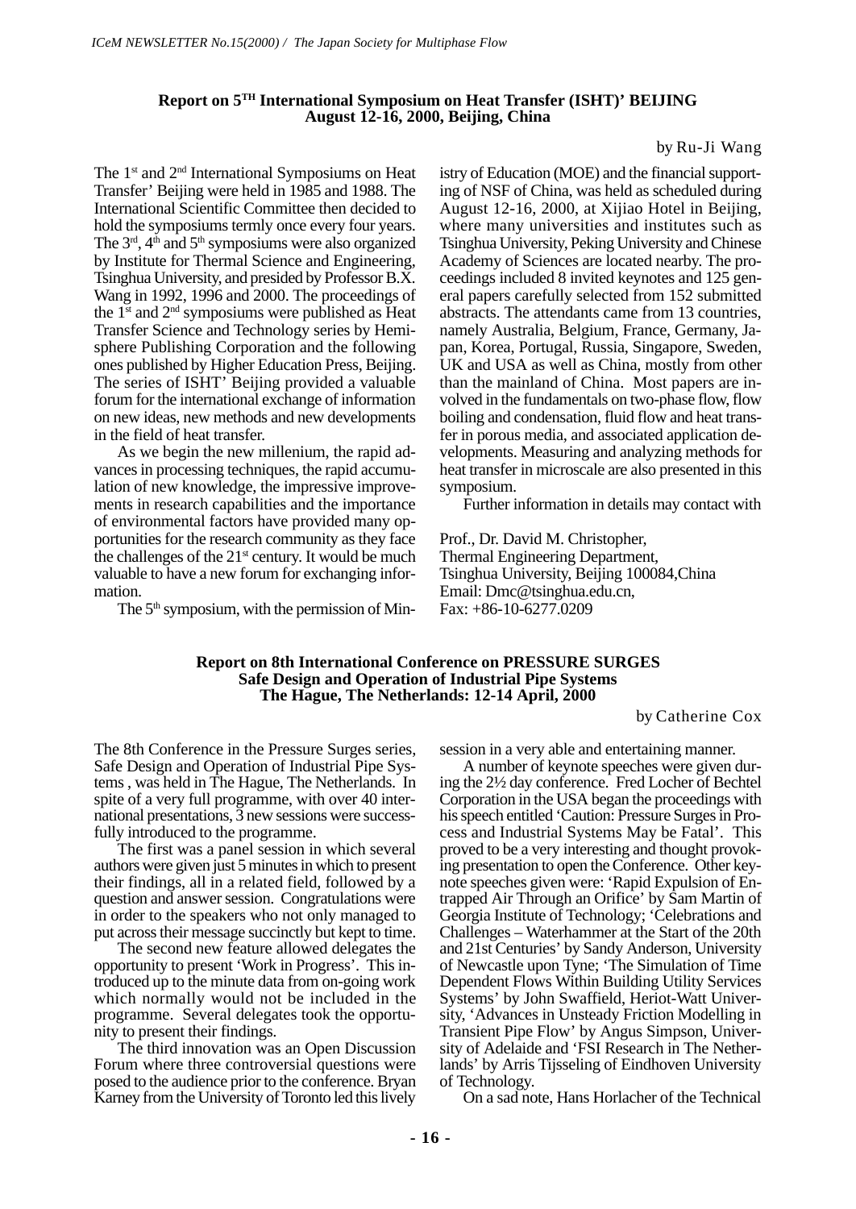## Report on 5TH International Symposium on Heat Transfer (ISHT)' BEIJING
## August 12-16, 2000, Beijing, China

by Ru-Ji Wang

The 1st and 2nd International Symposiums on Heat Transfer' Beijing were held in 1985 and 1988. The International Scientific Committee then decided to hold the symposiums termly once every four years. The 3rd, 4th and 5th symposiums were also organized by Institute for Thermal Science and Engineering, Tsinghua University, and presided by Professor B.X. Wang in 1992, 1996 and 2000. The proceedings of the 1st and 2nd symposiums were published as Heat Transfer Science and Technology series by Hemisphere Publishing Corporation and the following ones published by Higher Education Press, Beijing. The series of ISHT' Beijing provided a valuable forum for the international exchange of information on new ideas, new methods and new developments in the field of heat transfer.

As we begin the new millenium, the rapid advances in processing techniques, the rapid accumulation of new knowledge, the impressive improvements in research capabilities and the importance of environmental factors have provided many opportunities for the research community as they face the challenges of the 21st century. It would be much valuable to have a new forum for exchanging information.

The 5th symposium, with the permission of Ministry of Education (MOE) and the financial supporting of NSF of China, was held as scheduled during August 12-16, 2000, at Xijiao Hotel in Beijing, where many universities and institutes such as Tsinghua University, Peking University and Chinese Academy of Sciences are located nearby. The proceedings included 8 invited keynotes and 125 general papers carefully selected from 152 submitted abstracts. The attendants came from 13 countries, namely Australia, Belgium, France, Germany, Japan, Korea, Portugal, Russia, Singapore, Sweden, UK and USA as well as China, mostly from other than the mainland of China. Most papers are involved in the fundamentals on two-phase flow, flow boiling and condensation, fluid flow and heat transfer in porous media, and associated application developments. Measuring and analyzing methods for heat transfer in microscale are also presented in this symposium.

Further information in details may contact with

Prof., Dr. David M. Christopher,
Thermal Engineering Department,
Tsinghua University, Beijing 100084,China
Email: Dmc@tsinghua.edu.cn,
Fax: +86-10-6277.0209

## Report on 8th International Conference on PRESSURE SURGES
## Safe Design and Operation of Industrial Pipe Systems
## The Hague, The Netherlands: 12-14 April, 2000

by Catherine Cox

The 8th Conference in the Pressure Surges series, Safe Design and Operation of Industrial Pipe Systems , was held in The Hague, The Netherlands. In spite of a very full programme, with over 40 international presentations, 3 new sessions were successfully introduced to the programme.

The first was a panel session in which several authors were given just 5 minutes in which to present their findings, all in a related field, followed by a question and answer session. Congratulations were in order to the speakers who not only managed to put across their message succinctly but kept to time.

The second new feature allowed delegates the opportunity to present 'Work in Progress'. This introduced up to the minute data from on-going work which normally would not be included in the programme. Several delegates took the opportunity to present their findings.

The third innovation was an Open Discussion Forum where three controversial questions were posed to the audience prior to the conference. Bryan Karney from the University of Toronto led this lively session in a very able and entertaining manner.

A number of keynote speeches were given during the 2½ day conference. Fred Locher of Bechtel Corporation in the USA began the proceedings with his speech entitled 'Caution: Pressure Surges in Process and Industrial Systems May be Fatal'. This proved to be a very interesting and thought provoking presentation to open the Conference. Other keynote speeches given were: 'Rapid Expulsion of Entrapped Air Through an Orifice' by Sam Martin of Georgia Institute of Technology; 'Celebrations and Challenges – Waterhammer at the Start of the 20th and 21st Centuries' by Sandy Anderson, University of Newcastle upon Tyne; 'The Simulation of Time Dependent Flows Within Building Utility Services Systems' by John Swaffield, Heriot-Watt University, 'Advances in Unsteady Friction Modelling in Transient Pipe Flow' by Angus Simpson, University of Adelaide and 'FSI Research in The Netherlands' by Arris Tijsseling of Eindhoven University of Technology.

On a sad note, Hans Horlacher of the Technical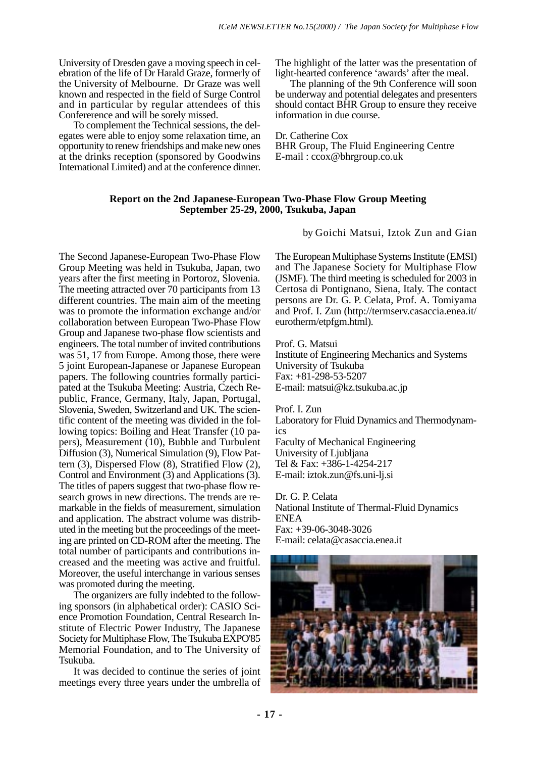University of Dresden gave a moving speech in celebration of the life of Dr Harald Graze, formerly of the University of Melbourne. Dr Graze was well known and respected in the field of Surge Control and in particular by regular attendees of this Confererence and will be sorely missed.

To complement the Technical sessions, the delegates were able to enjoy some relaxation time, an opportunity to renew friendships and make new ones at the drinks reception (sponsored by Goodwins International Limited) and at the conference dinner. The highlight of the latter was the presentation of light-hearted conference 'awards' after the meal.

The planning of the 9th Conference will soon be underway and potential delegates and presenters should contact BHR Group to ensure they receive information in due course.

Dr. Catherine Cox
BHR Group, The Fluid Engineering Centre
E-mail : ccox@bhrgroup.co.uk

## Report on the 2nd Japanese-European Two-Phase Flow Group Meeting September 25-29, 2000, Tsukuba, Japan

by Goichi Matsui, Iztok Zun and Gian

The Second Japanese-European Two-Phase Flow Group Meeting was held in Tsukuba, Japan, two years after the first meeting in Portoroz, Slovenia. The meeting attracted over 70 participants from 13 different countries. The main aim of the meeting was to promote the information exchange and/or collaboration between European Two-Phase Flow Group and Japanese two-phase flow scientists and engineers. The total number of invited contributions was 51, 17 from Europe. Among those, there were 5 joint European-Japanese or Japanese European papers. The following countries formally participated at the Tsukuba Meeting: Austria, Czech Republic, France, Germany, Italy, Japan, Portugal, Slovenia, Sweden, Switzerland and UK. The scientific content of the meeting was divided in the following topics: Boiling and Heat Transfer (10 papers), Measurement (10), Bubble and Turbulent Diffusion (3), Numerical Simulation (9), Flow Pattern (3), Dispersed Flow (8), Stratified Flow (2), Control and Environment (3) and Applications (3). The titles of papers suggest that two-phase flow research grows in new directions. The trends are remarkable in the fields of measurement, simulation and application. The abstract volume was distributed in the meeting but the proceedings of the meeting are printed on CD-ROM after the meeting. The total number of participants and contributions increased and the meeting was active and fruitful. Moreover, the useful interchange in various senses was promoted during the meeting.

The organizers are fully indebted to the following sponsors (in alphabetical order): CASIO Science Promotion Foundation, Central Research Institute of Electric Power Industry, The Japanese Society for Multiphase Flow, The Tsukuba EXPO'85 Memorial Foundation, and to The University of Tsukuba.

It was decided to continue the series of joint meetings every three years under the umbrella of The European Multiphase Systems Institute (EMSI) and The Japanese Society for Multiphase Flow (JSMF). The third meeting is scheduled for 2003 in Certosa di Pontignano, Siena, Italy. The contact persons are Dr. G. P. Celata, Prof. A. Tomiyama and Prof. I. Zun (http://termserv.casaccia.enea.it/eurotherm/etpfgm.html).

Prof. G. Matsui
Institute of Engineering Mechanics and Systems
University of Tsukuba
Fax: +81-298-53-5207
E-mail: matsui@kz.tsukuba.ac.jp

Prof. I. Zun
Laboratory for Fluid Dynamics and Thermodynamics
Faculty of Mechanical Engineering
University of Ljubljana
Tel & Fax: +386-1-4254-217
E-mail: iztok.zun@fs.uni-lj.si

Dr. G. P. Celata
National Institute of Thermal-Fluid Dynamics
ENEA
Fax: +39-06-3048-3026
E-mail: celata@casaccia.enea.it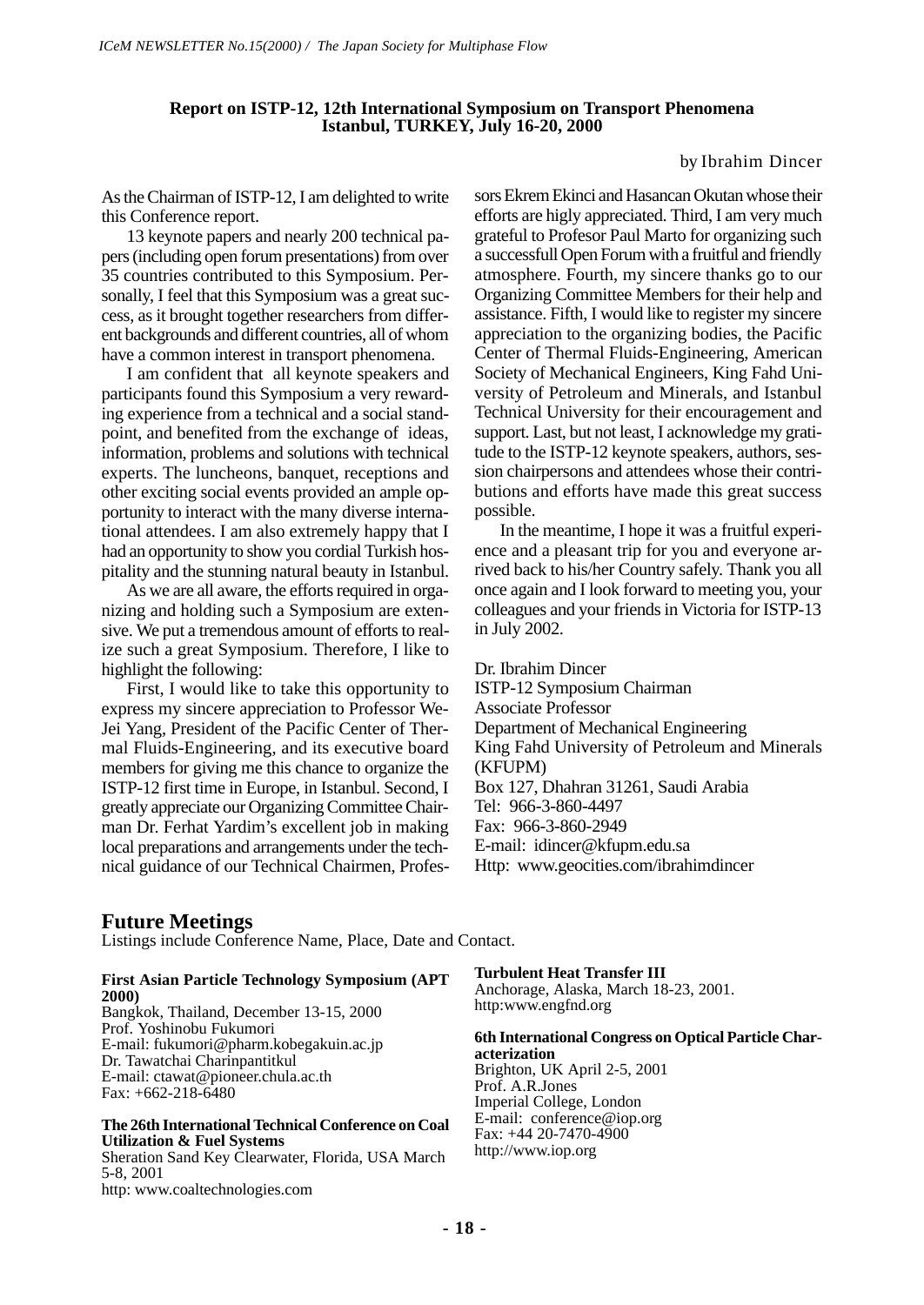**Report on ISTP-12, 12th International Symposium on Transport Phenomena**
**Istanbul, TURKEY, July 16-20, 2000**

by Ibrahim Dincer

As the Chairman of ISTP-12, I am delighted to write this Conference report.

13 keynote papers and nearly 200 technical papers (including open forum presentations) from over 35 countries contributed to this Symposium. Personally, I feel that this Symposium was a great success, as it brought together researchers from different backgrounds and different countries, all of whom have a common interest in transport phenomena.

I am confident that all keynote speakers and participants found this Symposium a very rewarding experience from a technical and a social standpoint, and benefited from the exchange of ideas, information, problems and solutions with technical experts. The luncheons, banquet, receptions and other exciting social events provided an ample opportunity to interact with the many diverse international attendees. I am also extremely happy that I had an opportunity to show you cordial Turkish hospitality and the stunning natural beauty in Istanbul.

As we are all aware, the efforts required in organizing and holding such a Symposium are extensive. We put a tremendous amount of efforts to realize such a great Symposium. Therefore, I like to highlight the following:

First, I would like to take this opportunity to express my sincere appreciation to Professor We-Jei Yang, President of the Pacific Center of Thermal Fluids-Engineering, and its executive board members for giving me this chance to organize the ISTP-12 first time in Europe, in Istanbul. Second, I greatly appreciate our Organizing Committee Chairman Dr. Ferhat Yardim's excellent job in making local preparations and arrangements under the technical guidance of our Technical Chairmen, Professors Ekrem Ekinci and Hasancan Okutan whose their efforts are higly appreciated. Third, I am very much grateful to Profesor Paul Marto for organizing such a successfull Open Forum with a fruitful and friendly atmosphere. Fourth, my sincere thanks go to our Organizing Committee Members for their help and assistance. Fifth, I would like to register my sincere appreciation to the organizing bodies, the Pacific Center of Thermal Fluids-Engineering, American Society of Mechanical Engineers, King Fahd University of Petroleum and Minerals, and Istanbul Technical University for their encouragement and support. Last, but not least, I acknowledge my gratitude to the ISTP-12 keynote speakers, authors, session chairpersons and attendees whose their contributions and efforts have made this great success possible.

In the meantime, I hope it was a fruitful experience and a pleasant trip for you and everyone arrived back to his/her Country safely. Thank you all once again and I look forward to meeting you, your colleagues and your friends in Victoria for ISTP-13 in July 2002.

Dr. Ibrahim Dincer
ISTP-12 Symposium Chairman
Associate Professor
Department of Mechanical Engineering
King Fahd University of Petroleum and Minerals (KFUPM)
Box 127, Dhahran 31261, Saudi Arabia
Tel: 966-3-860-4497
Fax: 966-3-860-2949
E-mail: idincer@kfupm.edu.sa
Http: www.geocities.com/ibrahimdincer

## Future Meetings

Listings include Conference Name, Place, Date and Contact.

**First Asian Particle Technology Symposium (APT 2000)**
Bangkok, Thailand, December 13-15, 2000
Prof. Yoshinobu Fukumori
E-mail: fukumori@pharm.kobegakuin.ac.jp
Dr. Tawatchai Charinpantitkul
E-mail: ctawat@pioneer.chula.ac.th
Fax: +662-218-6480

**The 26th International Technical Conference on Coal Utilization & Fuel Systems**
Sheration Sand Key Clearwater, Florida, USA March 5-8, 2001
http: www.coaltechnologies.com

**Turbulent Heat Transfer III**
Anchorage, Alaska, March 18-23, 2001.
http:www.engfnd.org

**6th International Congress on Optical Particle Characterization**
Brighton, UK April 2-5, 2001
Prof. A.R.Jones
Imperial College, London
E-mail: conference@iop.org
Fax: +44 20-7470-4900
http://www.iop.org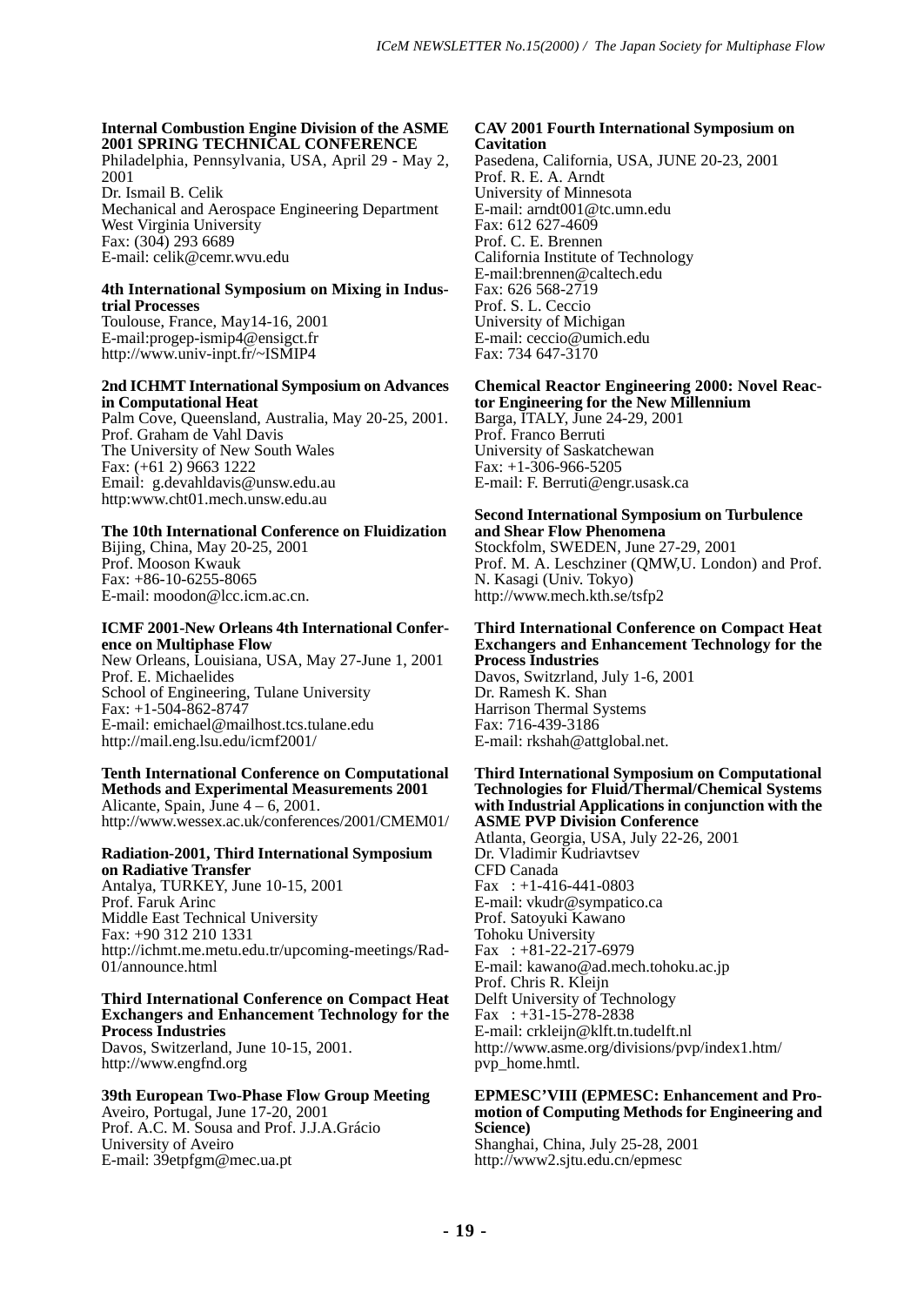**Internal Combustion Engine Division of the ASME 2001 SPRING TECHNICAL CONFERENCE**
Philadelphia, Pennsylvania, USA, April 29 - May 2, 2001
Dr. Ismail B. Celik
Mechanical and Aerospace Engineering Department
West Virginia University
Fax: (304) 293 6689
E-mail: celik@cemr.wvu.edu

**4th International Symposium on Mixing in Industrial Processes**
Toulouse, France, May14-16, 2001
E-mail:progep-ismip4@ensigct.fr
http://www.univ-inpt.fr/~ISMIP4

**2nd ICHMT International Symposium on Advances in Computational Heat**
Palm Cove, Queensland, Australia, May 20-25, 2001.
Prof. Graham de Vahl Davis
The University of New South Wales
Fax: (+61 2) 9663 1222
Email: g.devahldavis@unsw.edu.au
http:www.cht01.mech.unsw.edu.au

**The 10th International Conference on Fluidization**
Bijing, China, May 20-25, 2001
Prof. Mooson Kwauk
Fax: +86-10-6255-8065
E-mail: moodon@lcc.icm.ac.cn.

**ICMF 2001-New Orleans 4th International Conference on Multiphase Flow**
New Orleans, Louisiana, USA, May 27-June 1, 2001
Prof. E. Michaelides
School of Engineering, Tulane University
Fax: +1-504-862-8747
E-mail: emichael@mailhost.tcs.tulane.edu
http://mail.eng.lsu.edu/icmf2001/

**Tenth International Conference on Computational Methods and Experimental Measurements 2001**
Alicante, Spain, June 4 – 6, 2001.
http://www.wessex.ac.uk/conferences/2001/CMEM01/

**Radiation-2001, Third International Symposium on Radiative Transfer**
Antalya, TURKEY, June 10-15, 2001
Prof. Faruk Arinc
Middle East Technical University
Fax: +90 312 210 1331
http://ichmt.me.metu.edu.tr/upcoming-meetings/Rad-01/announce.html

**Third International Conference on Compact Heat Exchangers and Enhancement Technology for the Process Industries**
Davos, Switzerland, June 10-15, 2001.
http://www.engfnd.org

**39th European Two-Phase Flow Group Meeting**
Aveiro, Portugal, June 17-20, 2001
Prof. A.C. M. Sousa and Prof. J.J.A.Grácio
University of Aveiro
E-mail: 39etpfgm@mec.ua.pt

**CAV 2001 Fourth International Symposium on Cavitation**
Pasedena, California, USA, JUNE 20-23, 2001
Prof. R. E. A. Arndt
University of Minnesota
E-mail: arndt001@tc.umn.edu
Fax: 612 627-4609
Prof. C. E. Brennen
California Institute of Technology
E-mail:brennen@caltech.edu
Fax: 626 568-2719
Prof. S. L. Ceccio
University of Michigan
E-mail: ceccio@umich.edu
Fax: 734 647-3170

**Chemical Reactor Engineering 2000: Novel Reactor Engineering for the New Millennium**
Barga, ITALY, June 24-29, 2001
Prof. Franco Berruti
University of Saskatchewan
Fax: +1-306-966-5205
E-mail: F. Berruti@engr.usask.ca

**Second International Symposium on Turbulence and Shear Flow Phenomena**
Stockfolm, SWEDEN, June 27-29, 2001
Prof. M. A. Leschziner (QMW,U. London) and Prof. N. Kasagi (Univ. Tokyo)
http://www.mech.kth.se/tsfp2

**Third International Conference on Compact Heat Exchangers and Enhancement Technology for the Process Industries**
Davos, Switzrland, July 1-6, 2001
Dr. Ramesh K. Shan
Harrison Thermal Systems
Fax: 716-439-3186
E-mail: rkshah@attglobal.net.

**Third International Symposium on Computational Technologies for Fluid/Thermal/Chemical Systems with Industrial Applications in conjunction with the ASME PVP Division Conference**
Atlanta, Georgia, USA, July 22-26, 2001
Dr. Vladimir Kudriavtsev
CFD Canada
Fax : +1-416-441-0803
E-mail: vkudr@sympatico.ca
Prof. Satoyuki Kawano
Tohoku University
Fax : +81-22-217-6979
E-mail: kawano@ad.mech.tohoku.ac.jp
Prof. Chris R. Kleijn
Delft University of Technology
Fax : +31-15-278-2838
E-mail: crkleijn@klft.tn.tudelft.nl
http://www.asme.org/divisions/pvp/index1.htm/pvp_home.hmtl.

**EPMESC'VIII (EPMESC: Enhancement and Promotion of Computing Methods for Engineering and Science)**
Shanghai, China, July 25-28, 2001
http://www2.sjtu.edu.cn/epmesc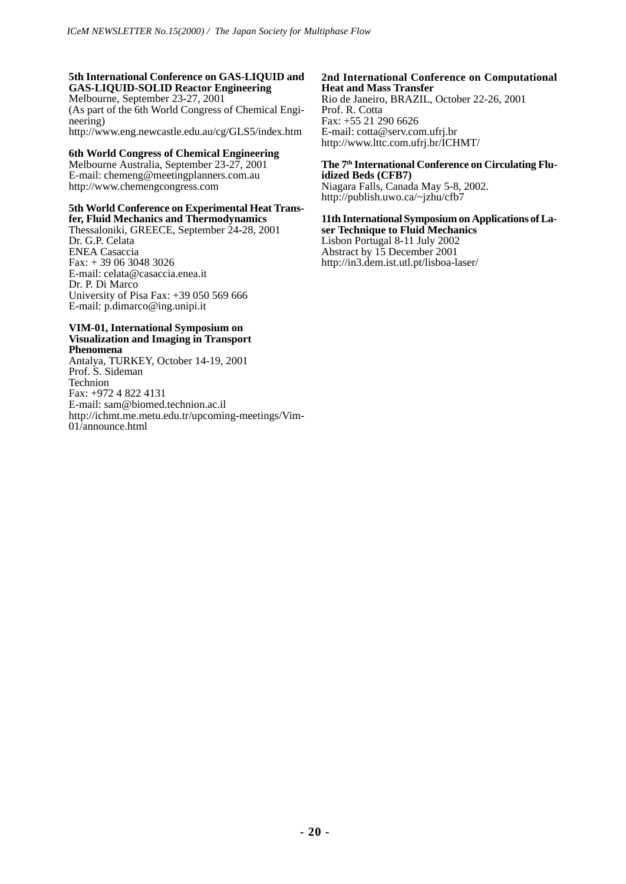**5th International Conference on GAS-LIQUID and GAS-LIQUID-SOLID Reactor Engineering**
Melbourne, September 23-27, 2001
(As part of the 6th World Congress of Chemical Engineering)
http://www.eng.newcastle.edu.au/cg/GLS5/index.htm

**6th World Congress of Chemical Engineering**
Melbourne Australia, September 23-27, 2001
E-mail: chemeng@meetingplanners.com.au
http://www.chemengcongress.com

**5th World Conference on Experimental Heat Transfer, Fluid Mechanics and Thermodynamics**
Thessaloniki, GREECE, September 24-28, 2001
Dr. G.P. Celata
ENEA Casaccia
Fax: + 39 06 3048 3026
E-mail: celata@casaccia.enea.it
Dr. P. Di Marco
University of Pisa Fax: +39 050 569 666
E-mail: p.dimarco@ing.unipi.it

**VIM-01, International Symposium on Visualization and Imaging in Transport Phenomena**
Antalya, TURKEY, October 14-19, 2001
Prof. S. Sideman
Technion
Fax: +972 4 822 4131
E-mail: sam@biomed.technion.ac.il
http://ichmt.me.metu.edu.tr/upcoming-meetings/Vim-01/announce.html

**2nd International Conference on Computational Heat and Mass Transfer**
Rio de Janeiro, BRAZIL, October 22-26, 2001
Prof. R. Cotta
Fax: +55 21 290 6626
E-mail: cotta@serv.com.ufrj.br
http://www.lttc.com.ufrj.br/ICHMT/

**The 7th International Conference on Circulating Fluidized Beds (CFB7)**
Niagara Falls, Canada May 5-8, 2002.
http://publish.uwo.ca/~jzhu/cfb7

**11th International Symposium on Applications of Laser Technique to Fluid Mechanics**
Lisbon Portugal 8-11 July 2002
Abstract by 15 December 2001
http://in3.dem.ist.utl.pt/lisboa-laser/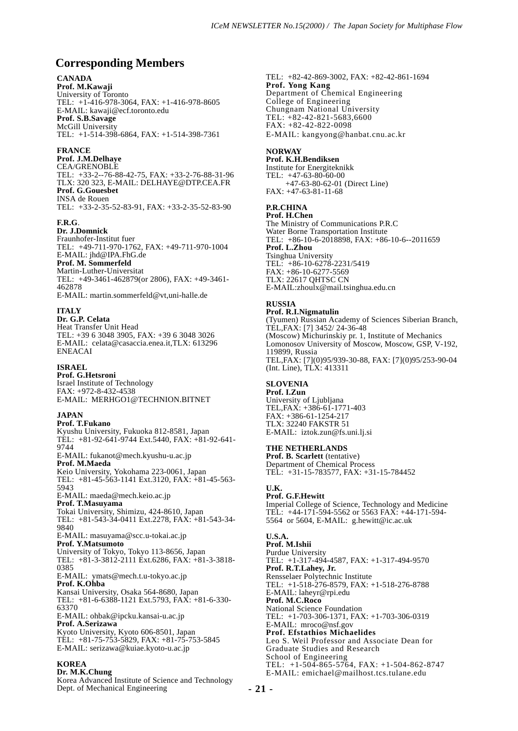# Corresponding Members

**CANADA**

**Prof. M.Kawaji**
University of Toronto
TEL: +1-416-978-3064, FAX: +1-416-978-8605
E-MAIL: kawaji@ecf.toronto.edu

**Prof. S.B.Savage**
McGill University
TEL: +1-514-398-6864, FAX: +1-514-398-7361

**FRANCE**

**Prof. J.M.Delhaye**
CEA/GRENOBLE
TEL: +33-2--76-88-42-75, FAX: +33-2-76-88-31-96
TLX: 320 323, E-MAIL: DELHAYE@DTP.CEA.FR

**Prof. G.Gouesbet**
INSA de Rouen
TEL: +33-2-35-52-83-91, FAX: +33-2-35-52-83-90

**F.R.G**.

**Dr. J.Domnick**
Fraunhofer-Institut fuer
TEL: +49-711-970-1762, FAX: +49-711-970-1004
E-MAIL: jhd@IPA.FhG.de

**Prof. M. Sommerfeld**
Martin-Luther-Universitat
TEL: +49-3461-462879(or 2806), FAX: +49-3461-462878
E-MAIL: martin.sommerfeld@vt,uni-halle.de

**ITALY**

**Dr. G.P. Celata**
Heat Transfer Unit Head
TEL: +39 6 3048 3905, FAX: +39 6 3048 3026
E-MAIL: celata@casaccia.enea.it,TLX: 613296 ENEACAI

**ISRAEL**

**Prof. G.Hetsroni**
Israel Institute of Technology
FAX: +972-8-432-4538
E-MAIL: MERHGO1@TECHNION.BITNET

**JAPAN**

**Prof. T.Fukano**
Kyushu University, Fukuoka 812-8581, Japan
TEL: +81-92-641-9744 Ext.5440, FAX: +81-92-641-9744
E-MAIL: fukanot@mech.kyushu-u.ac.jp

**Prof. M.Maeda**
Keio University, Yokohama 223-0061, Japan
TEL: +81-45-563-1141 Ext.3120, FAX: +81-45-563-5943
E-MAIL: maeda@mech.keio.ac.jp

**Prof. T.Masuyama**
Tokai University, Shimizu, 424-8610, Japan
TEL: +81-543-34-0411 Ext.2278, FAX: +81-543-34-9840
E-MAIL: masuyama@scc.u-tokai.ac.jp

**Prof. Y.Matsumoto**
University of Tokyo, Tokyo 113-8656, Japan
TEL: +81-3-3812-2111 Ext.6286, FAX: +81-3-3818-0385
E-MAIL: ymats@mech.t.u-tokyo.ac.jp

**Prof. K.Ohba**
Kansai University, Osaka 564-8680, Japan
TEL: +81-6-6388-1121 Ext.5793, FAX: +81-6-330-63370
E-MAIL: ohbak@ipcku.kansai-u.ac.jp

**Prof. A.Serizawa**
Kyoto University, Kyoto 606-8501, Japan
TEL: +81-75-753-5829, FAX: +81-75-753-5845
E-MAIL: serizawa@kuiae.kyoto-u.ac.jp

**KOREA**

**Dr. M.K.Chung**
Korea Advanced Institute of Science and Technology
Dept. of Mechanical Engineering
TEL: +82-42-869-3002, FAX: +82-42-861-1694

**Prof. Yong Kang**
Department of Chemical Engineering
College of Engineering
Chungnam National University
TEL: +82-42-821-5683,6600
FAX: +82-42-822-0098
E-MAIL: kangyong@hanbat.cnu.ac.kr

**NORWAY**

**Prof. K.H.Bendiksen**
Institute for Energiteknikk
TEL: +47-63-80-60-00
+47-63-80-62-01 (Direct Line)
FAX: +47-63-81-11-68

**P.R.CHINA**

**Prof. H.Chen**
The Ministry of Communications P.R.C
Water Borne Transportation Institute
TEL: +86-10-6-2018898, FAX: +86-10-6--2011659

**Prof. L.Zhou**
Tsinghua University
TEL: +86-10-6278-2231/5419
FAX: +86-10-6277-5569
TLX: 22617 QHTSC CN
E-MAIL:zhoulx@mail.tsinghua.edu.cn

**RUSSIA**

**Prof. R.I.Nigmatulin**
(Tyumen) Russian Academy of Sciences Siberian Branch,
TEL,FAX: [7] 3452/ 24-36-48
(Moscow) Michurinskiy pr. 1, Institute of Mechanics
Lomonosov University of Moscow, Moscow, GSP, V-192, 119899, Russia
TEL,FAX: [7](0)95/939-30-88, FAX: [7](0)95/253-90-04 (Int. Line), TLX: 413311

**SLOVENIA**

**Prof. I.Zun**
University of Ljubljana
TEL,FAX: +386-61-1771-403
FAX: +386-61-1254-217
TLX: 32240 FAKSTR 51
E-MAIL: iztok.zun@fs.uni.lj.si

**THE NETHERLANDS**

**Prof. B. Scarlett** (tentative)
Department of Chemical Process
TEL: +31-15-783577, FAX: +31-15-784452

**U.K.**

**Prof. G.F.Hewitt**
Imperial College of Science, Technology and Medicine
TEL: +44-171-594-5562 or 5563 FAX: +44-171-594-5564 or 5604, E-MAIL: g.hewitt@ic.ac.uk

**U.S.A.**

**Prof. M.Ishii**
Purdue University
TEL: +1-317-494-4587, FAX: +1-317-494-9570

**Prof. R.T.Lahey, Jr.**
Rensselaer Polytechnic Institute
TEL: +1-518-276-8579, FAX: +1-518-276-8788
E-MAIL: laheyr@rpi.edu

**Prof. M.C.Roco**
National Science Foundation
TEL: +1-703-306-1371, FAX: +1-703-306-0319
E-MAIL: mroco@nsf.gov

**Prof. Efstathios Michaelides**
Leo S. Weil Professor and Associate Dean for Graduate Studies and Research
School of Engineering
TEL: +1-504-865-5764, FAX: +1-504-862-8747
E-MAIL: emichael@mailhost.tcs.tulane.edu